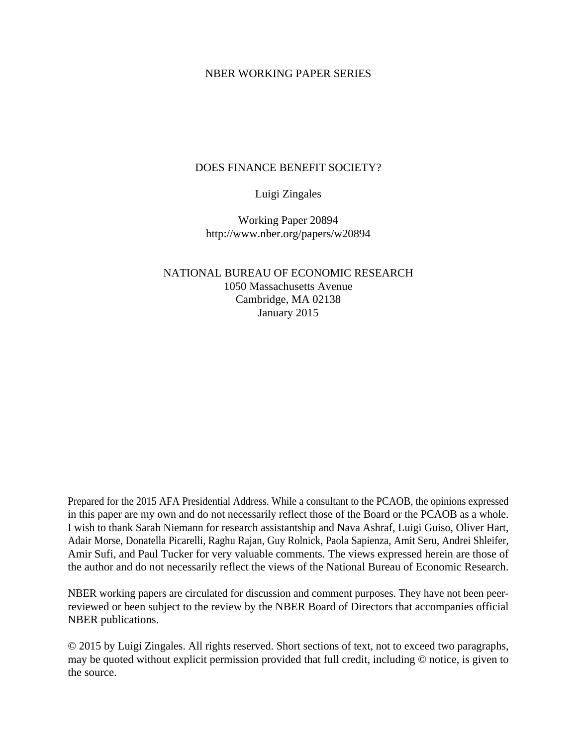NBER WORKING PAPER SERIES

# DOES FINANCE BENEFIT SOCIETY?

Luigi Zingales

Working Paper 20894
http://www.nber.org/papers/w20894

NATIONAL BUREAU OF ECONOMIC RESEARCH
1050 Massachusetts Avenue
Cambridge, MA 02138
January 2015

Prepared for the 2015 AFA Presidential Address. While a consultant to the PCAOB, the opinions expressed in this paper are my own and do not necessarily reflect those of the Board or the PCAOB as a whole. I wish to thank Sarah Niemann for research assistantship and Nava Ashraf, Luigi Guiso, Oliver Hart, Adair Morse, Donatella Picarelli, Raghu Rajan, Guy Rolnick, Paola Sapienza, Amit Seru, Andrei Shleifer, Amir Sufi, and Paul Tucker for very valuable comments. The views expressed herein are those of the author and do not necessarily reflect the views of the National Bureau of Economic Research.

NBER working papers are circulated for discussion and comment purposes. They have not been peer-reviewed or been subject to the review by the NBER Board of Directors that accompanies official NBER publications.

© 2015 by Luigi Zingales. All rights reserved. Short sections of text, not to exceed two paragraphs, may be quoted without explicit permission provided that full credit, including © notice, is given to the source.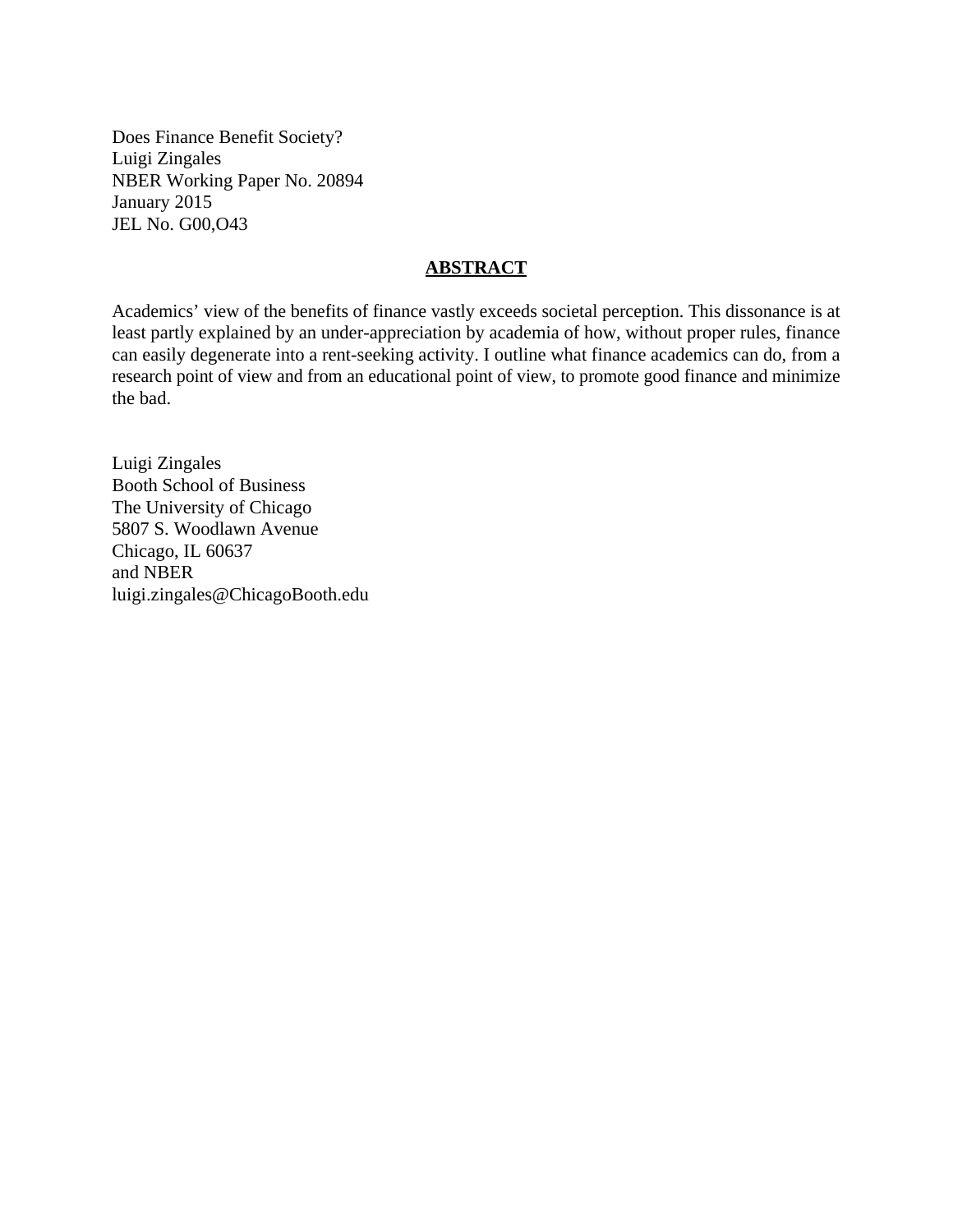Does Finance Benefit Society?
Luigi Zingales
NBER Working Paper No. 20894
January 2015
JEL No. G00,O43

## ABSTRACT

Academics' view of the benefits of finance vastly exceeds societal perception. This dissonance is at least partly explained by an under-appreciation by academia of how, without proper rules, finance can easily degenerate into a rent-seeking activity. I outline what finance academics can do, from a research point of view and from an educational point of view, to promote good finance and minimize the bad.

Luigi Zingales
Booth School of Business
The University of Chicago
5807 S. Woodlawn Avenue
Chicago, IL 60637
and NBER
luigi.zingales@ChicagoBooth.edu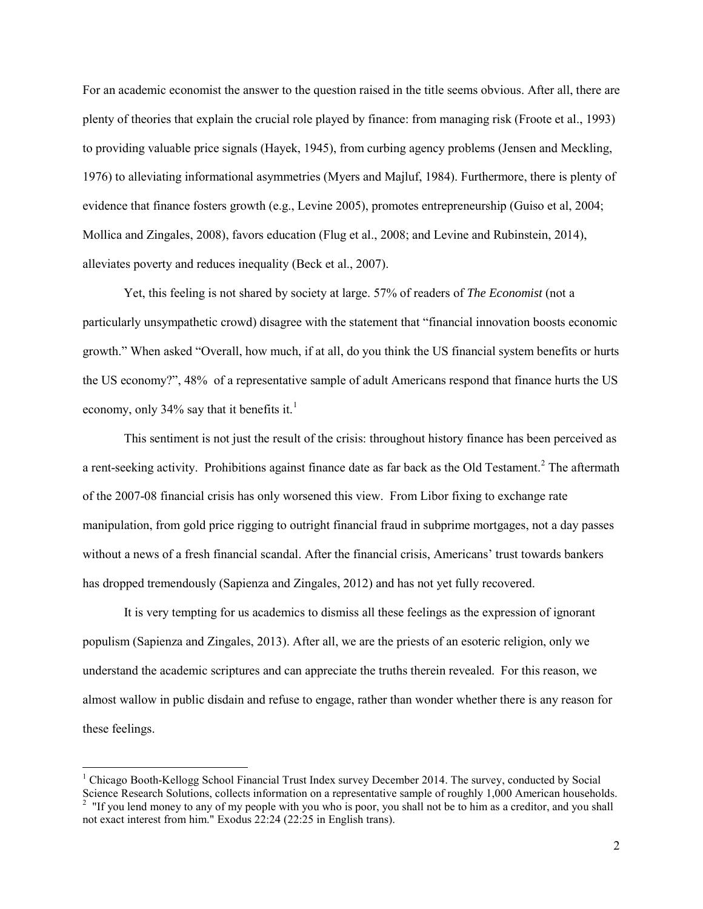For an academic economist the answer to the question raised in the title seems obvious. After all, there are plenty of theories that explain the crucial role played by finance: from managing risk (Froote et al., 1993) to providing valuable price signals (Hayek, 1945), from curbing agency problems (Jensen and Meckling, 1976) to alleviating informational asymmetries (Myers and Majluf, 1984). Furthermore, there is plenty of evidence that finance fosters growth (e.g., Levine 2005), promotes entrepreneurship (Guiso et al, 2004; Mollica and Zingales, 2008), favors education (Flug et al., 2008; and Levine and Rubinstein, 2014), alleviates poverty and reduces inequality (Beck et al., 2007).

Yet, this feeling is not shared by society at large. 57% of readers of *The Economist* (not a particularly unsympathetic crowd) disagree with the statement that "financial innovation boosts economic growth." When asked "Overall, how much, if at all, do you think the US financial system benefits or hurts the US economy?", 48% of a representative sample of adult Americans respond that finance hurts the US economy, only 34% say that it benefits it.[1]

This sentiment is not just the result of the crisis: throughout history finance has been perceived as a rent-seeking activity. Prohibitions against finance date as far back as the Old Testament.[2] The aftermath of the 2007-08 financial crisis has only worsened this view. From Libor fixing to exchange rate manipulation, from gold price rigging to outright financial fraud in subprime mortgages, not a day passes without a news of a fresh financial scandal. After the financial crisis, Americans' trust towards bankers has dropped tremendously (Sapienza and Zingales, 2012) and has not yet fully recovered.

It is very tempting for us academics to dismiss all these feelings as the expression of ignorant populism (Sapienza and Zingales, 2013). After all, we are the priests of an esoteric religion, only we understand the academic scriptures and can appreciate the truths therein revealed. For this reason, we almost wallow in public disdain and refuse to engage, rather than wonder whether there is any reason for these feelings.

---

[1] Chicago Booth-Kellogg School Financial Trust Index survey December 2014. The survey, conducted by Social Science Research Solutions, collects information on a representative sample of roughly 1,000 American households.

[2] "If you lend money to any of my people with you who is poor, you shall not be to him as a creditor, and you shall not exact interest from him." Exodus 22:24 (22:25 in English trans).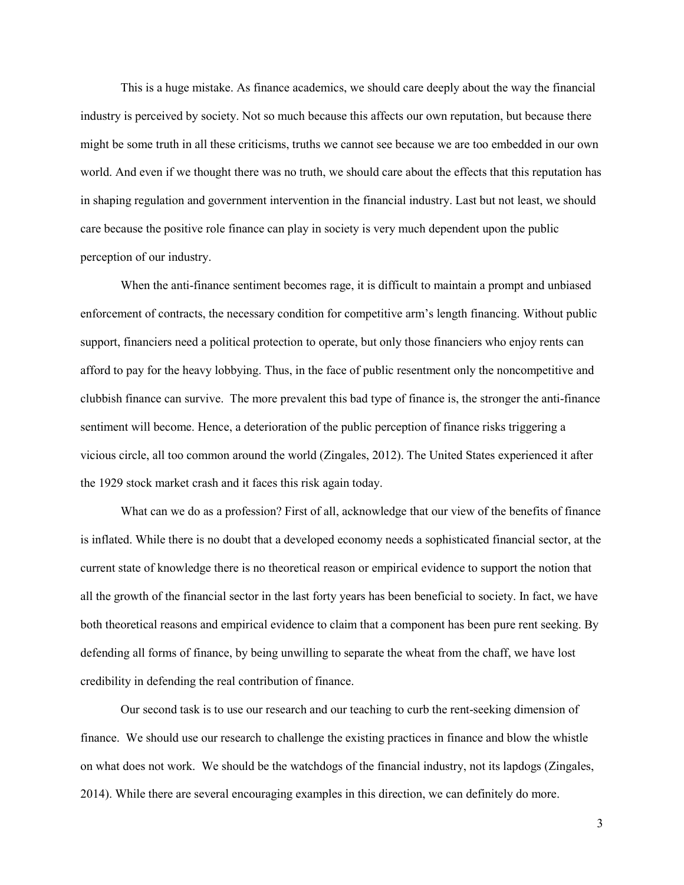This is a huge mistake. As finance academics, we should care deeply about the way the financial industry is perceived by society. Not so much because this affects our own reputation, but because there might be some truth in all these criticisms, truths we cannot see because we are too embedded in our own world. And even if we thought there was no truth, we should care about the effects that this reputation has in shaping regulation and government intervention in the financial industry. Last but not least, we should care because the positive role finance can play in society is very much dependent upon the public perception of our industry.

When the anti-finance sentiment becomes rage, it is difficult to maintain a prompt and unbiased enforcement of contracts, the necessary condition for competitive arm's length financing. Without public support, financiers need a political protection to operate, but only those financiers who enjoy rents can afford to pay for the heavy lobbying. Thus, in the face of public resentment only the noncompetitive and clubbish finance can survive. The more prevalent this bad type of finance is, the stronger the anti-finance sentiment will become. Hence, a deterioration of the public perception of finance risks triggering a vicious circle, all too common around the world (Zingales, 2012). The United States experienced it after the 1929 stock market crash and it faces this risk again today.

What can we do as a profession? First of all, acknowledge that our view of the benefits of finance is inflated. While there is no doubt that a developed economy needs a sophisticated financial sector, at the current state of knowledge there is no theoretical reason or empirical evidence to support the notion that all the growth of the financial sector in the last forty years has been beneficial to society. In fact, we have both theoretical reasons and empirical evidence to claim that a component has been pure rent seeking. By defending all forms of finance, by being unwilling to separate the wheat from the chaff, we have lost credibility in defending the real contribution of finance.

Our second task is to use our research and our teaching to curb the rent-seeking dimension of finance. We should use our research to challenge the existing practices in finance and blow the whistle on what does not work. We should be the watchdogs of the financial industry, not its lapdogs (Zingales, 2014). While there are several encouraging examples in this direction, we can definitely do more.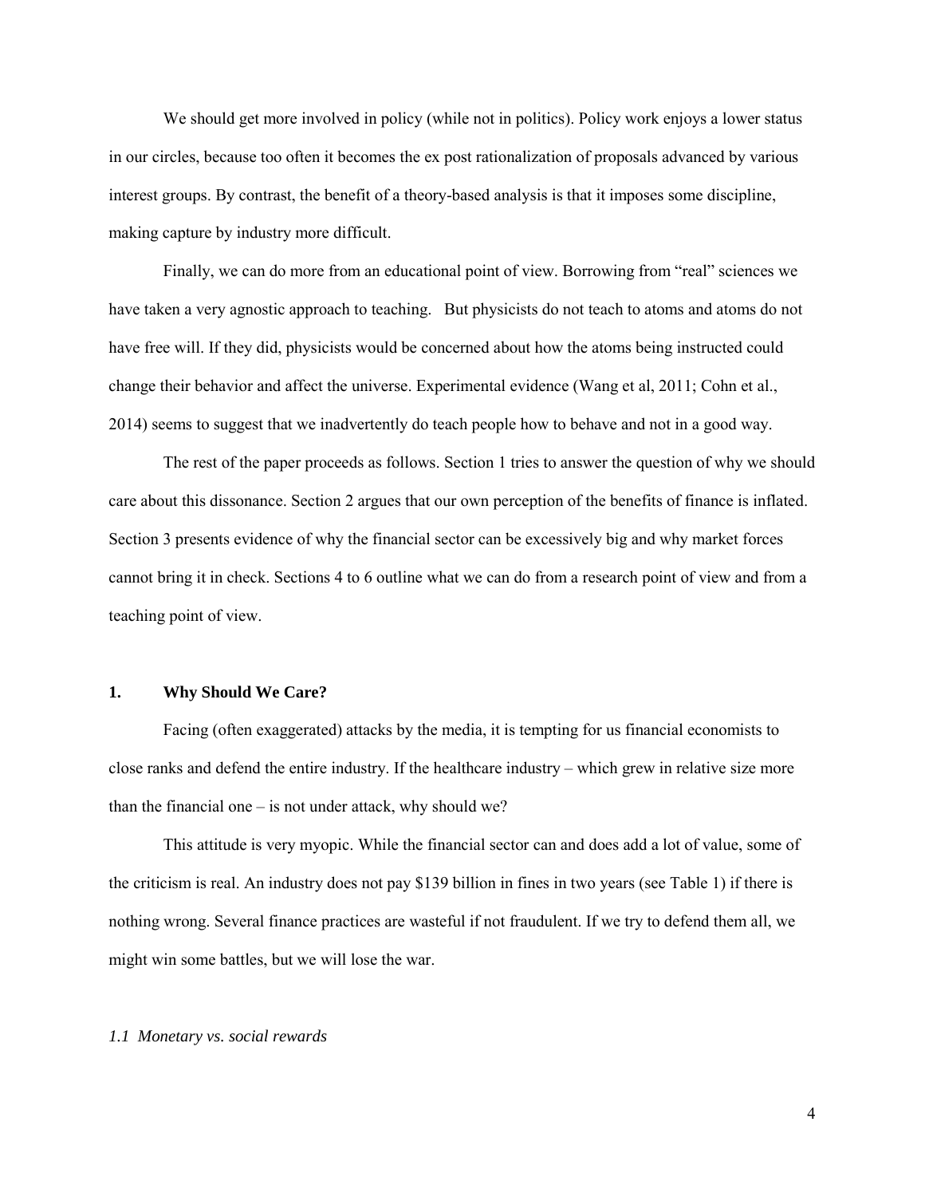We should get more involved in policy (while not in politics). Policy work enjoys a lower status in our circles, because too often it becomes the ex post rationalization of proposals advanced by various interest groups. By contrast, the benefit of a theory-based analysis is that it imposes some discipline, making capture by industry more difficult.

Finally, we can do more from an educational point of view. Borrowing from "real" sciences we have taken a very agnostic approach to teaching. But physicists do not teach to atoms and atoms do not have free will. If they did, physicists would be concerned about how the atoms being instructed could change their behavior and affect the universe. Experimental evidence (Wang et al, 2011; Cohn et al., 2014) seems to suggest that we inadvertently do teach people how to behave and not in a good way.

The rest of the paper proceeds as follows. Section 1 tries to answer the question of why we should care about this dissonance. Section 2 argues that our own perception of the benefits of finance is inflated. Section 3 presents evidence of why the financial sector can be excessively big and why market forces cannot bring it in check. Sections 4 to 6 outline what we can do from a research point of view and from a teaching point of view.

## 1. Why Should We Care?

Facing (often exaggerated) attacks by the media, it is tempting for us financial economists to close ranks and defend the entire industry. If the healthcare industry – which grew in relative size more than the financial one – is not under attack, why should we?

This attitude is very myopic. While the financial sector can and does add a lot of value, some of the criticism is real. An industry does not pay $139 billion in fines in two years (see Table 1) if there is nothing wrong. Several finance practices are wasteful if not fraudulent. If we try to defend them all, we might win some battles, but we will lose the war.

### *1.1 Monetary vs. social rewards*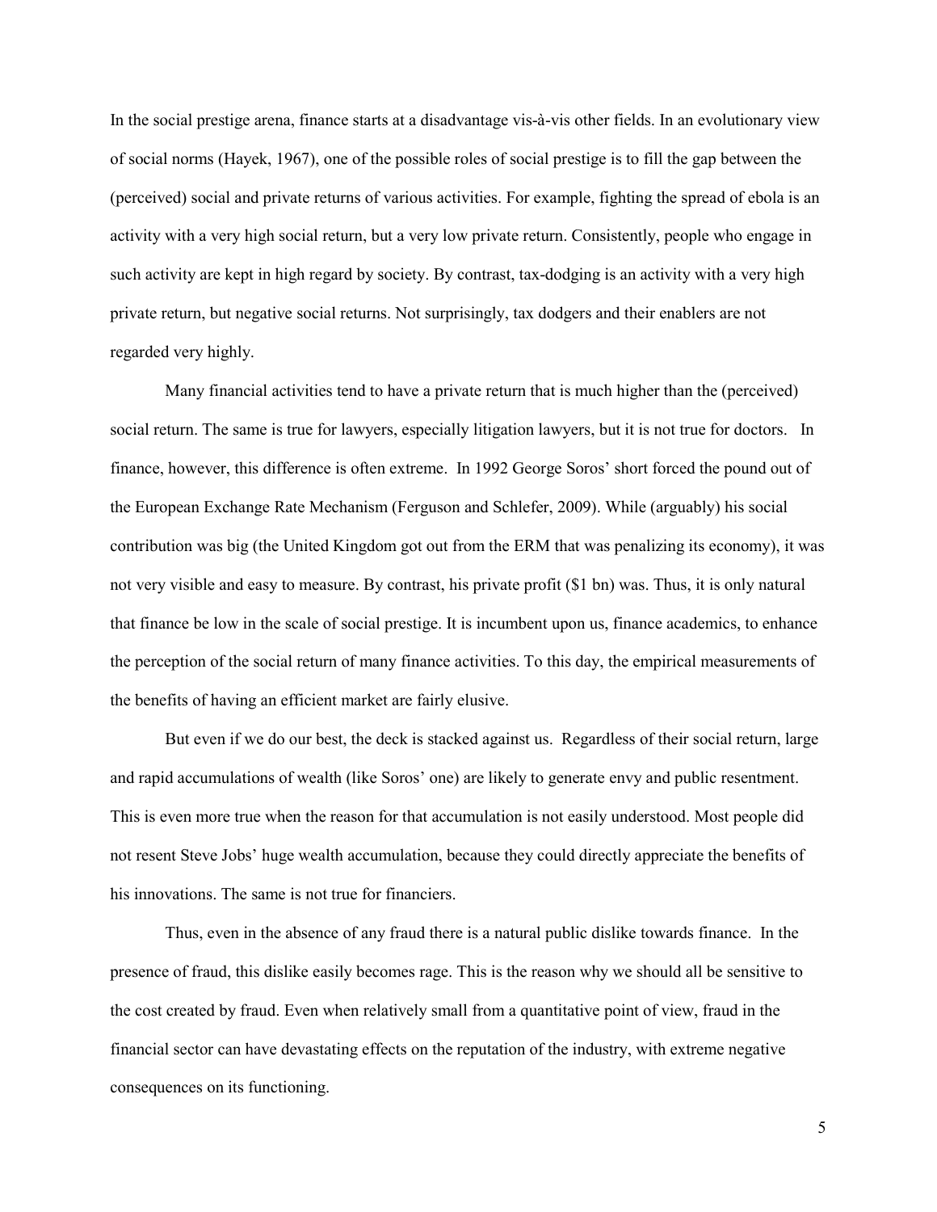In the social prestige arena, finance starts at a disadvantage vis-à-vis other fields. In an evolutionary view of social norms (Hayek, 1967), one of the possible roles of social prestige is to fill the gap between the (perceived) social and private returns of various activities. For example, fighting the spread of ebola is an activity with a very high social return, but a very low private return. Consistently, people who engage in such activity are kept in high regard by society. By contrast, tax-dodging is an activity with a very high private return, but negative social returns. Not surprisingly, tax dodgers and their enablers are not regarded very highly.

Many financial activities tend to have a private return that is much higher than the (perceived) social return. The same is true for lawyers, especially litigation lawyers, but it is not true for doctors. In finance, however, this difference is often extreme. In 1992 George Soros' short forced the pound out of the European Exchange Rate Mechanism (Ferguson and Schlefer, 2009). While (arguably) his social contribution was big (the United Kingdom got out from the ERM that was penalizing its economy), it was not very visible and easy to measure. By contrast, his private profit ($1 bn) was. Thus, it is only natural that finance be low in the scale of social prestige. It is incumbent upon us, finance academics, to enhance the perception of the social return of many finance activities. To this day, the empirical measurements of the benefits of having an efficient market are fairly elusive.

But even if we do our best, the deck is stacked against us. Regardless of their social return, large and rapid accumulations of wealth (like Soros' one) are likely to generate envy and public resentment. This is even more true when the reason for that accumulation is not easily understood. Most people did not resent Steve Jobs' huge wealth accumulation, because they could directly appreciate the benefits of his innovations. The same is not true for financiers.

Thus, even in the absence of any fraud there is a natural public dislike towards finance. In the presence of fraud, this dislike easily becomes rage. This is the reason why we should all be sensitive to the cost created by fraud. Even when relatively small from a quantitative point of view, fraud in the financial sector can have devastating effects on the reputation of the industry, with extreme negative consequences on its functioning.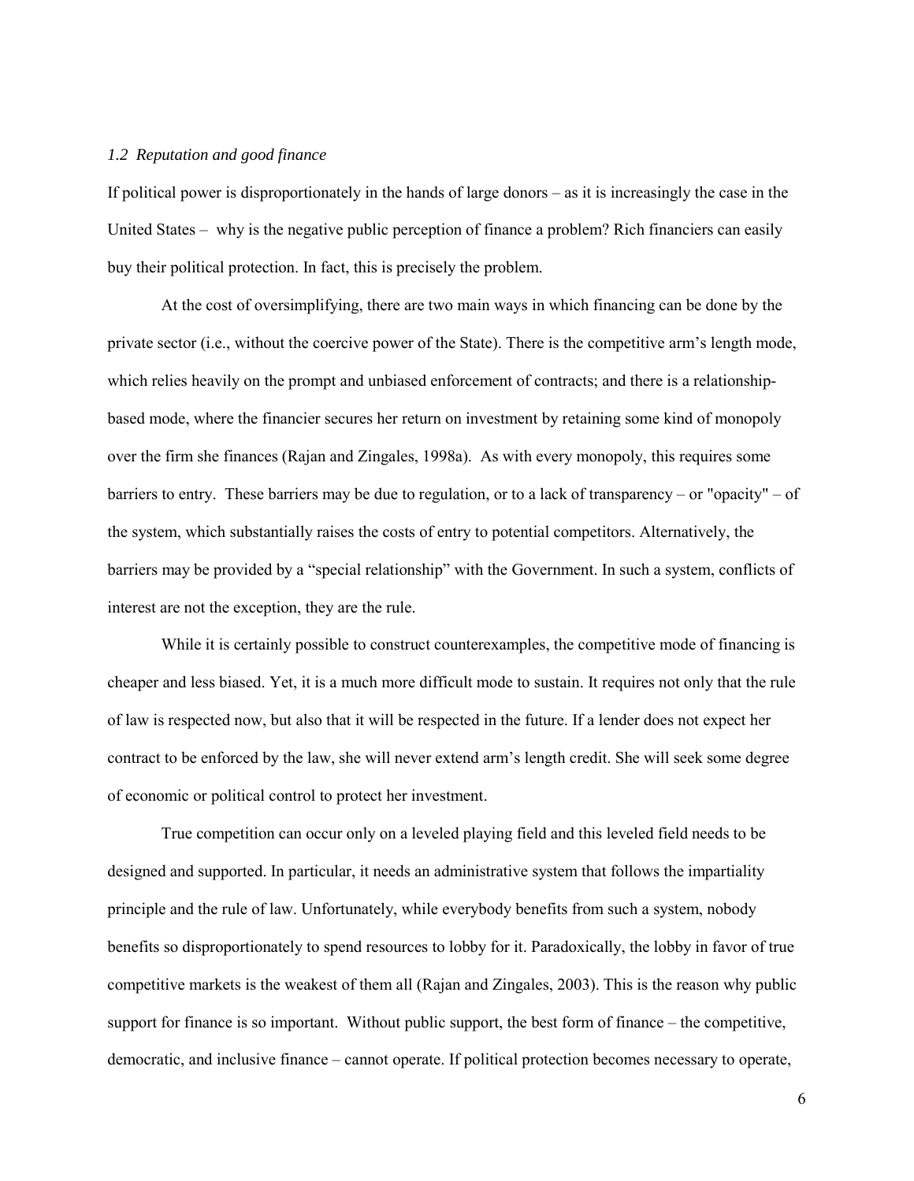### *1.2 Reputation and good finance*

If political power is disproportionately in the hands of large donors – as it is increasingly the case in the United States – why is the negative public perception of finance a problem? Rich financiers can easily buy their political protection. In fact, this is precisely the problem.

At the cost of oversimplifying, there are two main ways in which financing can be done by the private sector (i.e., without the coercive power of the State). There is the competitive arm's length mode, which relies heavily on the prompt and unbiased enforcement of contracts; and there is a relationship-based mode, where the financier secures her return on investment by retaining some kind of monopoly over the firm she finances (Rajan and Zingales, 1998a). As with every monopoly, this requires some barriers to entry. These barriers may be due to regulation, or to a lack of transparency – or "opacity" – of the system, which substantially raises the costs of entry to potential competitors. Alternatively, the barriers may be provided by a "special relationship" with the Government. In such a system, conflicts of interest are not the exception, they are the rule.

While it is certainly possible to construct counterexamples, the competitive mode of financing is cheaper and less biased. Yet, it is a much more difficult mode to sustain. It requires not only that the rule of law is respected now, but also that it will be respected in the future. If a lender does not expect her contract to be enforced by the law, she will never extend arm's length credit. She will seek some degree of economic or political control to protect her investment.

True competition can occur only on a leveled playing field and this leveled field needs to be designed and supported. In particular, it needs an administrative system that follows the impartiality principle and the rule of law. Unfortunately, while everybody benefits from such a system, nobody benefits so disproportionately to spend resources to lobby for it. Paradoxically, the lobby in favor of true competitive markets is the weakest of them all (Rajan and Zingales, 2003). This is the reason why public support for finance is so important. Without public support, the best form of finance – the competitive, democratic, and inclusive finance – cannot operate. If political protection becomes necessary to operate,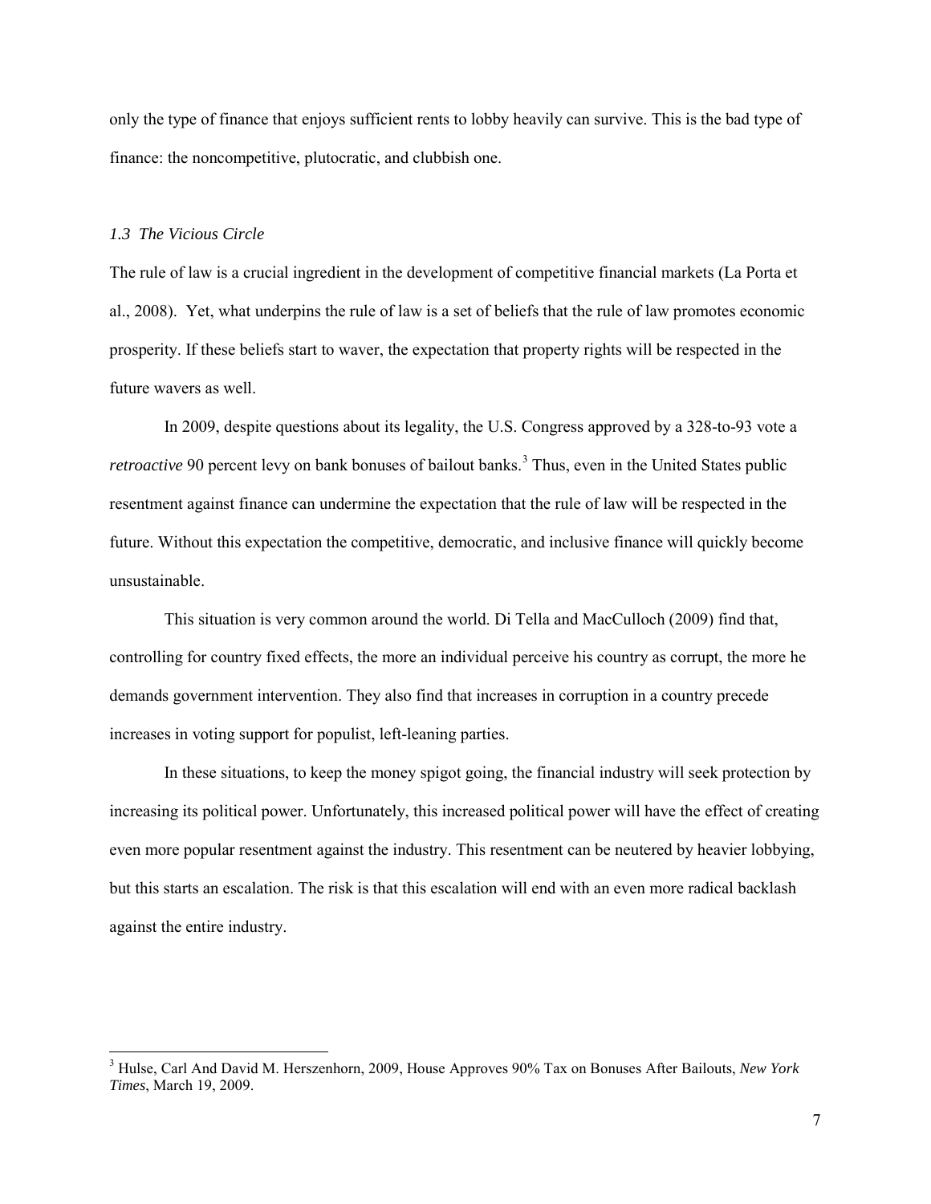only the type of finance that enjoys sufficient rents to lobby heavily can survive. This is the bad type of finance: the noncompetitive, plutocratic, and clubbish one.

### *1.3 The Vicious Circle*

The rule of law is a crucial ingredient in the development of competitive financial markets (La Porta et al., 2008). Yet, what underpins the rule of law is a set of beliefs that the rule of law promotes economic prosperity. If these beliefs start to waver, the expectation that property rights will be respected in the future wavers as well.

In 2009, despite questions about its legality, the U.S. Congress approved by a 328-to-93 vote a *retroactive* 90 percent levy on bank bonuses of bailout banks.[3] Thus, even in the United States public resentment against finance can undermine the expectation that the rule of law will be respected in the future. Without this expectation the competitive, democratic, and inclusive finance will quickly become unsustainable.

This situation is very common around the world. Di Tella and MacCulloch (2009) find that, controlling for country fixed effects, the more an individual perceive his country as corrupt, the more he demands government intervention. They also find that increases in corruption in a country precede increases in voting support for populist, left-leaning parties.

In these situations, to keep the money spigot going, the financial industry will seek protection by increasing its political power. Unfortunately, this increased political power will have the effect of creating even more popular resentment against the industry. This resentment can be neutered by heavier lobbying, but this starts an escalation. The risk is that this escalation will end with an even more radical backlash against the entire industry.

---

[3] Hulse, Carl And David M. Herszenhorn, 2009, House Approves 90% Tax on Bonuses After Bailouts, *New York Times*, March 19, 2009.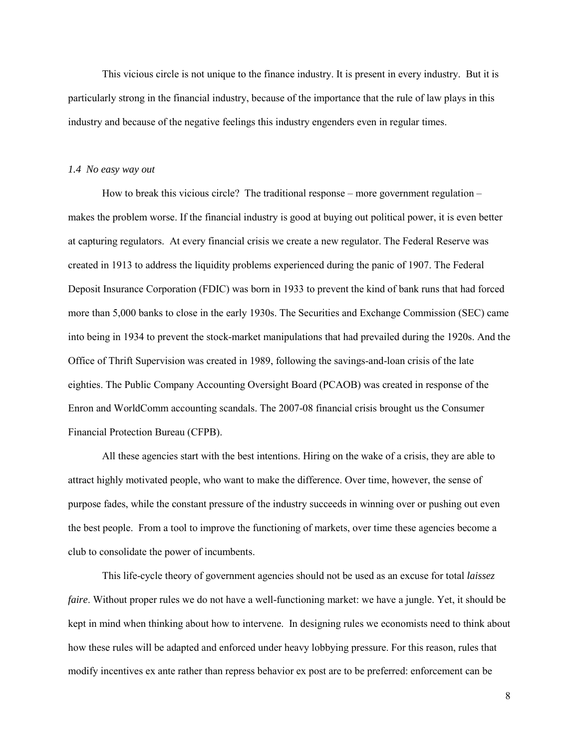This vicious circle is not unique to the finance industry. It is present in every industry. But it is particularly strong in the financial industry, because of the importance that the rule of law plays in this industry and because of the negative feelings this industry engenders even in regular times.

### *1.4 No easy way out*

How to break this vicious circle? The traditional response – more government regulation – makes the problem worse. If the financial industry is good at buying out political power, it is even better at capturing regulators. At every financial crisis we create a new regulator. The Federal Reserve was created in 1913 to address the liquidity problems experienced during the panic of 1907. The Federal Deposit Insurance Corporation (FDIC) was born in 1933 to prevent the kind of bank runs that had forced more than 5,000 banks to close in the early 1930s. The Securities and Exchange Commission (SEC) came into being in 1934 to prevent the stock-market manipulations that had prevailed during the 1920s. And the Office of Thrift Supervision was created in 1989, following the savings-and-loan crisis of the late eighties. The Public Company Accounting Oversight Board (PCAOB) was created in response of the Enron and WorldComm accounting scandals. The 2007-08 financial crisis brought us the Consumer Financial Protection Bureau (CFPB).

All these agencies start with the best intentions. Hiring on the wake of a crisis, they are able to attract highly motivated people, who want to make the difference. Over time, however, the sense of purpose fades, while the constant pressure of the industry succeeds in winning over or pushing out even the best people. From a tool to improve the functioning of markets, over time these agencies become a club to consolidate the power of incumbents.

This life-cycle theory of government agencies should not be used as an excuse for total *laissez faire*. Without proper rules we do not have a well-functioning market: we have a jungle. Yet, it should be kept in mind when thinking about how to intervene. In designing rules we economists need to think about how these rules will be adapted and enforced under heavy lobbying pressure. For this reason, rules that modify incentives ex ante rather than repress behavior ex post are to be preferred: enforcement can be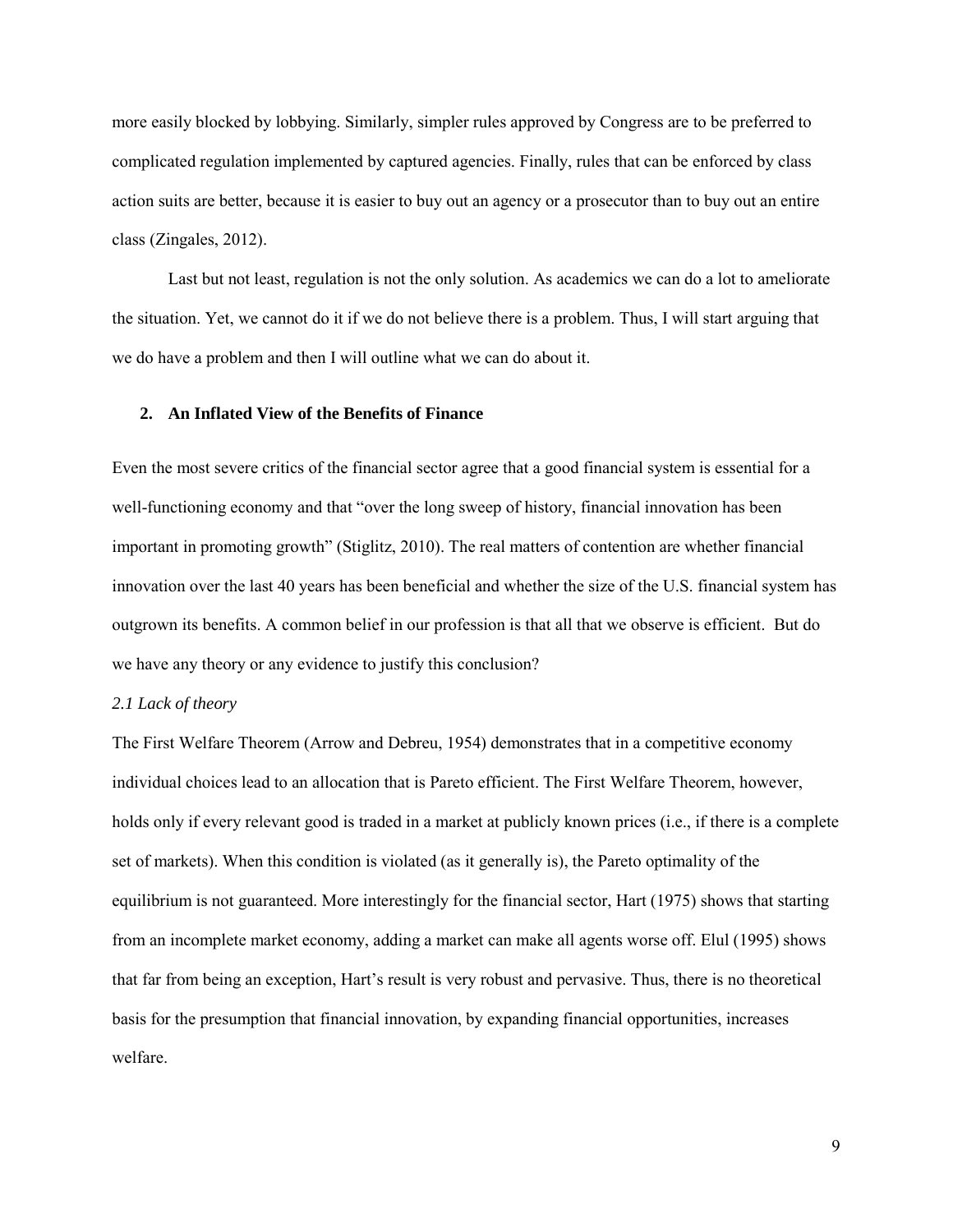more easily blocked by lobbying. Similarly, simpler rules approved by Congress are to be preferred to complicated regulation implemented by captured agencies. Finally, rules that can be enforced by class action suits are better, because it is easier to buy out an agency or a prosecutor than to buy out an entire class (Zingales, 2012).

Last but not least, regulation is not the only solution. As academics we can do a lot to ameliorate the situation. Yet, we cannot do it if we do not believe there is a problem. Thus, I will start arguing that we do have a problem and then I will outline what we can do about it.

## 2. An Inflated View of the Benefits of Finance

Even the most severe critics of the financial sector agree that a good financial system is essential for a well-functioning economy and that "over the long sweep of history, financial innovation has been important in promoting growth" (Stiglitz, 2010). The real matters of contention are whether financial innovation over the last 40 years has been beneficial and whether the size of the U.S. financial system has outgrown its benefits. A common belief in our profession is that all that we observe is efficient. But do we have any theory or any evidence to justify this conclusion?

### *2.1 Lack of theory*

The First Welfare Theorem (Arrow and Debreu, 1954) demonstrates that in a competitive economy individual choices lead to an allocation that is Pareto efficient. The First Welfare Theorem, however, holds only if every relevant good is traded in a market at publicly known prices (i.e., if there is a complete set of markets). When this condition is violated (as it generally is), the Pareto optimality of the equilibrium is not guaranteed. More interestingly for the financial sector, Hart (1975) shows that starting from an incomplete market economy, adding a market can make all agents worse off. Elul (1995) shows that far from being an exception, Hart's result is very robust and pervasive. Thus, there is no theoretical basis for the presumption that financial innovation, by expanding financial opportunities, increases welfare.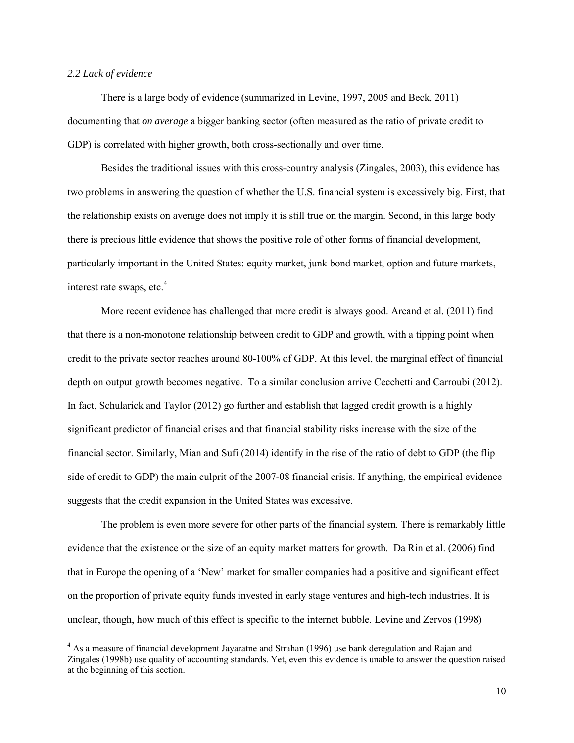### *2.2 Lack of evidence*

There is a large body of evidence (summarized in Levine, 1997, 2005 and Beck, 2011) documenting that *on average* a bigger banking sector (often measured as the ratio of private credit to GDP) is correlated with higher growth, both cross-sectionally and over time.

Besides the traditional issues with this cross-country analysis (Zingales, 2003), this evidence has two problems in answering the question of whether the U.S. financial system is excessively big. First, that the relationship exists on average does not imply it is still true on the margin. Second, in this large body there is precious little evidence that shows the positive role of other forms of financial development, particularly important in the United States: equity market, junk bond market, option and future markets, interest rate swaps, etc.[4]

More recent evidence has challenged that more credit is always good. Arcand et al. (2011) find that there is a non-monotone relationship between credit to GDP and growth, with a tipping point when credit to the private sector reaches around 80-100% of GDP. At this level, the marginal effect of financial depth on output growth becomes negative. To a similar conclusion arrive Cecchetti and Carroubi (2012). In fact, Schularick and Taylor (2012) go further and establish that lagged credit growth is a highly significant predictor of financial crises and that financial stability risks increase with the size of the financial sector. Similarly, Mian and Sufi (2014) identify in the rise of the ratio of debt to GDP (the flip side of credit to GDP) the main culprit of the 2007-08 financial crisis. If anything, the empirical evidence suggests that the credit expansion in the United States was excessive.

The problem is even more severe for other parts of the financial system. There is remarkably little evidence that the existence or the size of an equity market matters for growth. Da Rin et al. (2006) find that in Europe the opening of a 'New' market for smaller companies had a positive and significant effect on the proportion of private equity funds invested in early stage ventures and high-tech industries. It is unclear, though, how much of this effect is specific to the internet bubble. Levine and Zervos (1998)

[4] As a measure of financial development Jayaratne and Strahan (1996) use bank deregulation and Rajan and Zingales (1998b) use quality of accounting standards. Yet, even this evidence is unable to answer the question raised at the beginning of this section.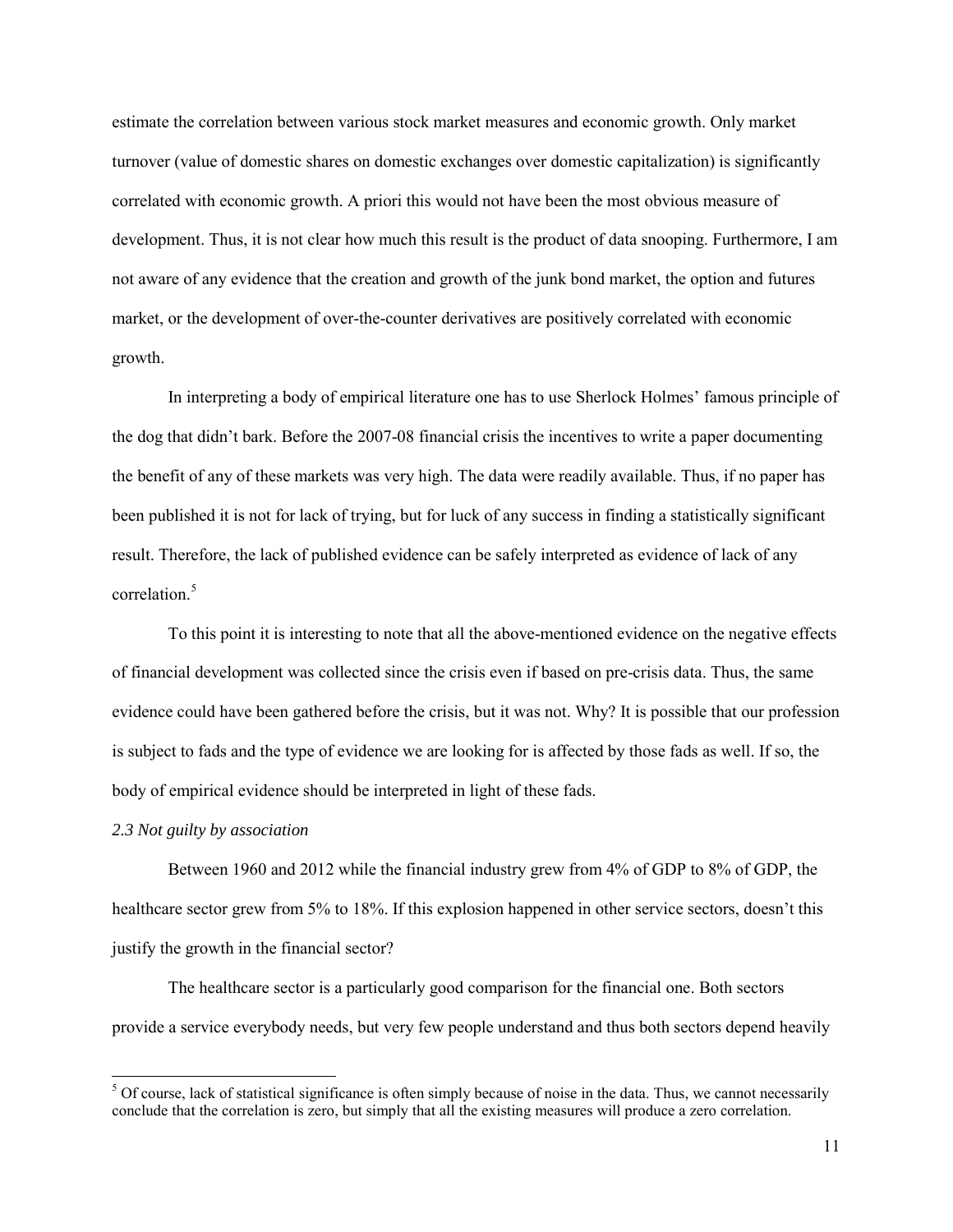estimate the correlation between various stock market measures and economic growth. Only market turnover (value of domestic shares on domestic exchanges over domestic capitalization) is significantly correlated with economic growth. A priori this would not have been the most obvious measure of development. Thus, it is not clear how much this result is the product of data snooping. Furthermore, I am not aware of any evidence that the creation and growth of the junk bond market, the option and futures market, or the development of over-the-counter derivatives are positively correlated with economic growth.

In interpreting a body of empirical literature one has to use Sherlock Holmes' famous principle of the dog that didn't bark. Before the 2007-08 financial crisis the incentives to write a paper documenting the benefit of any of these markets was very high. The data were readily available. Thus, if no paper has been published it is not for lack of trying, but for luck of any success in finding a statistically significant result. Therefore, the lack of published evidence can be safely interpreted as evidence of lack of any correlation.[5]

To this point it is interesting to note that all the above-mentioned evidence on the negative effects of financial development was collected since the crisis even if based on pre-crisis data. Thus, the same evidence could have been gathered before the crisis, but it was not. Why? It is possible that our profession is subject to fads and the type of evidence we are looking for is affected by those fads as well. If so, the body of empirical evidence should be interpreted in light of these fads.

*2.3 Not guilty by association*

Between 1960 and 2012 while the financial industry grew from 4% of GDP to 8% of GDP, the healthcare sector grew from 5% to 18%. If this explosion happened in other service sectors, doesn't this justify the growth in the financial sector?

The healthcare sector is a particularly good comparison for the financial one. Both sectors provide a service everybody needs, but very few people understand and thus both sectors depend heavily

[5] Of course, lack of statistical significance is often simply because of noise in the data. Thus, we cannot necessarily conclude that the correlation is zero, but simply that all the existing measures will produce a zero correlation.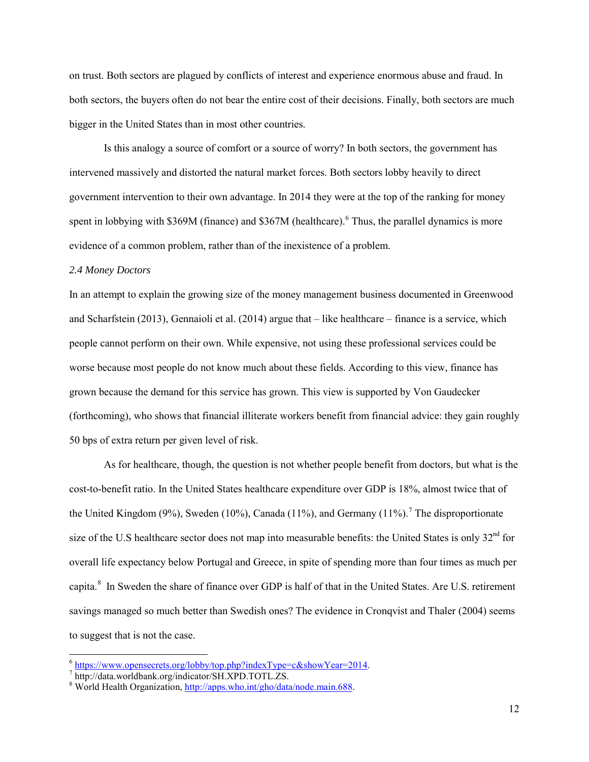on trust. Both sectors are plagued by conflicts of interest and experience enormous abuse and fraud. In both sectors, the buyers often do not bear the entire cost of their decisions. Finally, both sectors are much bigger in the United States than in most other countries.

Is this analogy a source of comfort or a source of worry? In both sectors, the government has intervened massively and distorted the natural market forces. Both sectors lobby heavily to direct government intervention to their own advantage. In 2014 they were at the top of the ranking for money spent in lobbying with $369M (finance) and $367M (healthcare).[6] Thus, the parallel dynamics is more evidence of a common problem, rather than of the inexistence of a problem.

*2.4 Money Doctors*

In an attempt to explain the growing size of the money management business documented in Greenwood and Scharfstein (2013), Gennaioli et al. (2014) argue that – like healthcare – finance is a service, which people cannot perform on their own. While expensive, not using these professional services could be worse because most people do not know much about these fields. According to this view, finance has grown because the demand for this service has grown. This view is supported by Von Gaudecker (forthcoming), who shows that financial illiterate workers benefit from financial advice: they gain roughly 50 bps of extra return per given level of risk.

As for healthcare, though, the question is not whether people benefit from doctors, but what is the cost-to-benefit ratio. In the United States healthcare expenditure over GDP is 18%, almost twice that of the United Kingdom (9%), Sweden (10%), Canada (11%), and Germany (11%).[7] The disproportionate size of the U.S healthcare sector does not map into measurable benefits: the United States is only 32nd for overall life expectancy below Portugal and Greece, in spite of spending more than four times as much per capita.[8] In Sweden the share of finance over GDP is half of that in the United States. Are U.S. retirement savings managed so much better than Swedish ones? The evidence in Cronqvist and Thaler (2004) seems to suggest that is not the case.

---

[6] https://www.opensecrets.org/lobby/top.php?indexType=c&showYear=2014.

[7] http://data.worldbank.org/indicator/SH.XPD.TOTL.ZS.

[8] World Health Organization, http://apps.who.int/gho/data/node.main.688.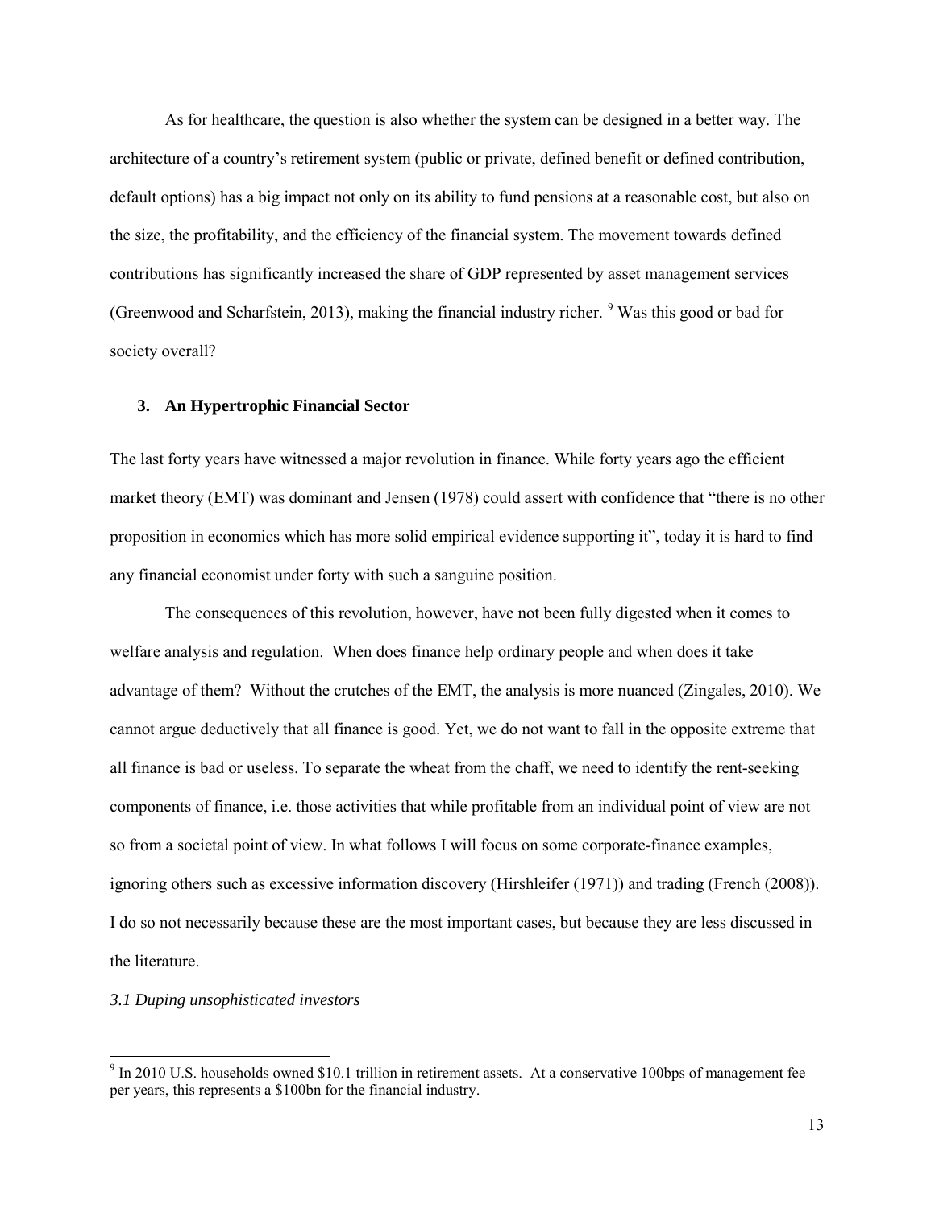As for healthcare, the question is also whether the system can be designed in a better way. The architecture of a country's retirement system (public or private, defined benefit or defined contribution, default options) has a big impact not only on its ability to fund pensions at a reasonable cost, but also on the size, the profitability, and the efficiency of the financial system. The movement towards defined contributions has significantly increased the share of GDP represented by asset management services (Greenwood and Scharfstein, 2013), making the financial industry richer. [9] Was this good or bad for society overall?

## 3. An Hypertrophic Financial Sector

The last forty years have witnessed a major revolution in finance. While forty years ago the efficient market theory (EMT) was dominant and Jensen (1978) could assert with confidence that "there is no other proposition in economics which has more solid empirical evidence supporting it", today it is hard to find any financial economist under forty with such a sanguine position.

The consequences of this revolution, however, have not been fully digested when it comes to welfare analysis and regulation. When does finance help ordinary people and when does it take advantage of them? Without the crutches of the EMT, the analysis is more nuanced (Zingales, 2010). We cannot argue deductively that all finance is good. Yet, we do not want to fall in the opposite extreme that all finance is bad or useless. To separate the wheat from the chaff, we need to identify the rent-seeking components of finance, i.e. those activities that while profitable from an individual point of view are not so from a societal point of view. In what follows I will focus on some corporate-finance examples, ignoring others such as excessive information discovery (Hirshleifer (1971)) and trading (French (2008)). I do so not necessarily because these are the most important cases, but because they are less discussed in the literature.

### *3.1 Duping unsophisticated investors*

[9] In 2010 U.S. households owned $10.1 trillion in retirement assets. At a conservative 100bps of management fee per years, this represents a $100bn for the financial industry.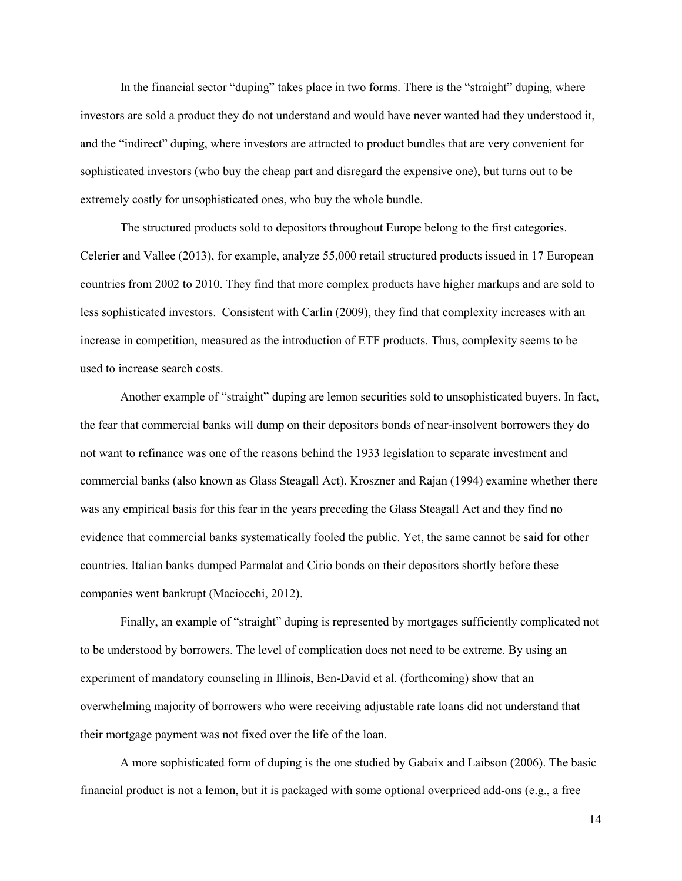In the financial sector "duping" takes place in two forms. There is the "straight" duping, where investors are sold a product they do not understand and would have never wanted had they understood it, and the "indirect" duping, where investors are attracted to product bundles that are very convenient for sophisticated investors (who buy the cheap part and disregard the expensive one), but turns out to be extremely costly for unsophisticated ones, who buy the whole bundle.

The structured products sold to depositors throughout Europe belong to the first categories. Celerier and Vallee (2013), for example, analyze 55,000 retail structured products issued in 17 European countries from 2002 to 2010. They find that more complex products have higher markups and are sold to less sophisticated investors. Consistent with Carlin (2009), they find that complexity increases with an increase in competition, measured as the introduction of ETF products. Thus, complexity seems to be used to increase search costs.

Another example of "straight" duping are lemon securities sold to unsophisticated buyers. In fact, the fear that commercial banks will dump on their depositors bonds of near-insolvent borrowers they do not want to refinance was one of the reasons behind the 1933 legislation to separate investment and commercial banks (also known as Glass Steagall Act). Kroszner and Rajan (1994) examine whether there was any empirical basis for this fear in the years preceding the Glass Steagall Act and they find no evidence that commercial banks systematically fooled the public. Yet, the same cannot be said for other countries. Italian banks dumped Parmalat and Cirio bonds on their depositors shortly before these companies went bankrupt (Maciocchi, 2012).

Finally, an example of "straight" duping is represented by mortgages sufficiently complicated not to be understood by borrowers. The level of complication does not need to be extreme. By using an experiment of mandatory counseling in Illinois, Ben-David et al. (forthcoming) show that an overwhelming majority of borrowers who were receiving adjustable rate loans did not understand that their mortgage payment was not fixed over the life of the loan.

A more sophisticated form of duping is the one studied by Gabaix and Laibson (2006). The basic financial product is not a lemon, but it is packaged with some optional overpriced add-ons (e.g., a free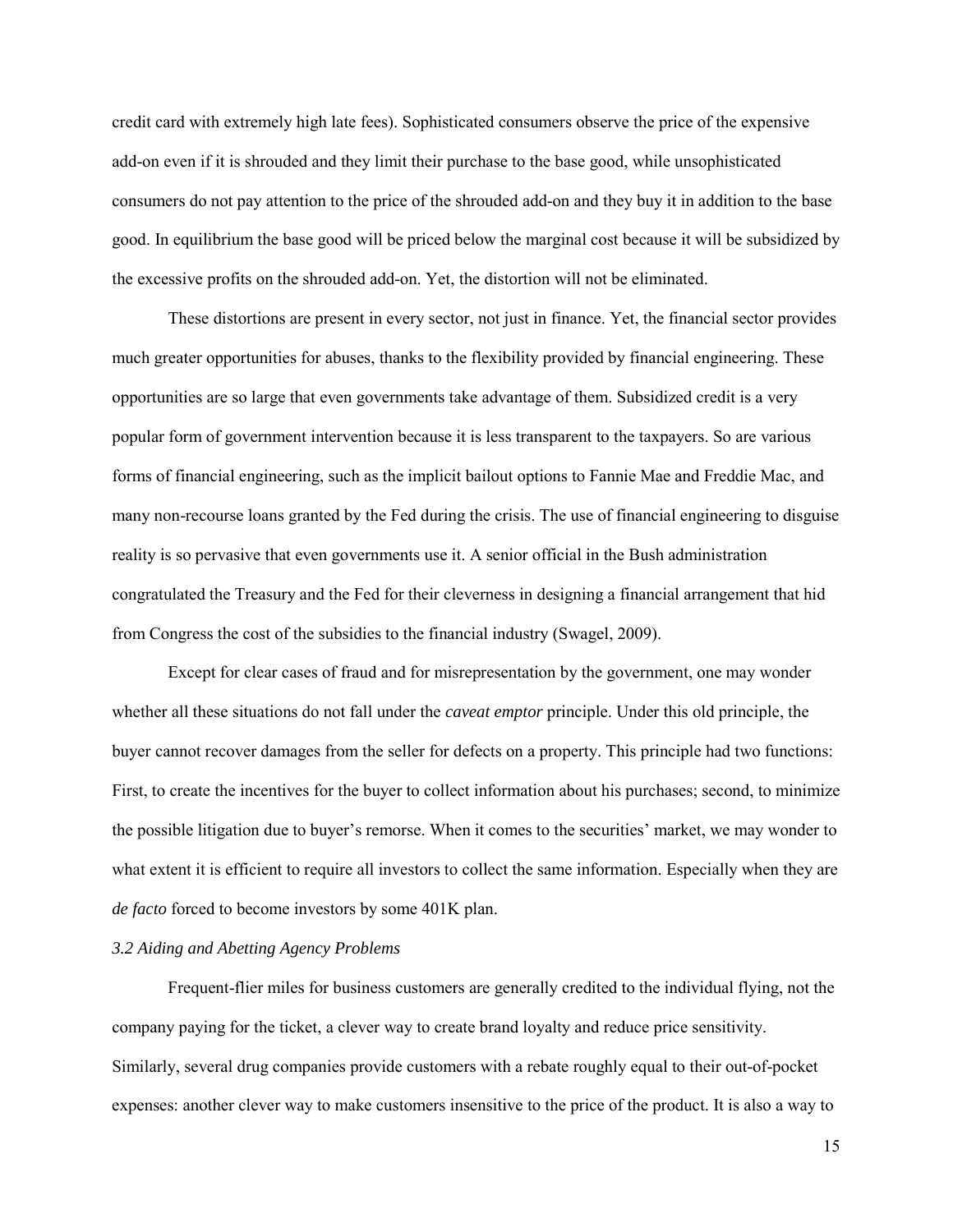credit card with extremely high late fees). Sophisticated consumers observe the price of the expensive add-on even if it is shrouded and they limit their purchase to the base good, while unsophisticated consumers do not pay attention to the price of the shrouded add-on and they buy it in addition to the base good. In equilibrium the base good will be priced below the marginal cost because it will be subsidized by the excessive profits on the shrouded add-on. Yet, the distortion will not be eliminated.

These distortions are present in every sector, not just in finance. Yet, the financial sector provides much greater opportunities for abuses, thanks to the flexibility provided by financial engineering. These opportunities are so large that even governments take advantage of them. Subsidized credit is a very popular form of government intervention because it is less transparent to the taxpayers. So are various forms of financial engineering, such as the implicit bailout options to Fannie Mae and Freddie Mac, and many non-recourse loans granted by the Fed during the crisis. The use of financial engineering to disguise reality is so pervasive that even governments use it. A senior official in the Bush administration congratulated the Treasury and the Fed for their cleverness in designing a financial arrangement that hid from Congress the cost of the subsidies to the financial industry (Swagel, 2009).

Except for clear cases of fraud and for misrepresentation by the government, one may wonder whether all these situations do not fall under the *caveat emptor* principle. Under this old principle, the buyer cannot recover damages from the seller for defects on a property. This principle had two functions: First, to create the incentives for the buyer to collect information about his purchases; second, to minimize the possible litigation due to buyer's remorse. When it comes to the securities' market, we may wonder to what extent it is efficient to require all investors to collect the same information. Especially when they are *de facto* forced to become investors by some 401K plan.

### *3.2 Aiding and Abetting Agency Problems*

Frequent-flier miles for business customers are generally credited to the individual flying, not the company paying for the ticket, a clever way to create brand loyalty and reduce price sensitivity. Similarly, several drug companies provide customers with a rebate roughly equal to their out-of-pocket expenses: another clever way to make customers insensitive to the price of the product. It is also a way to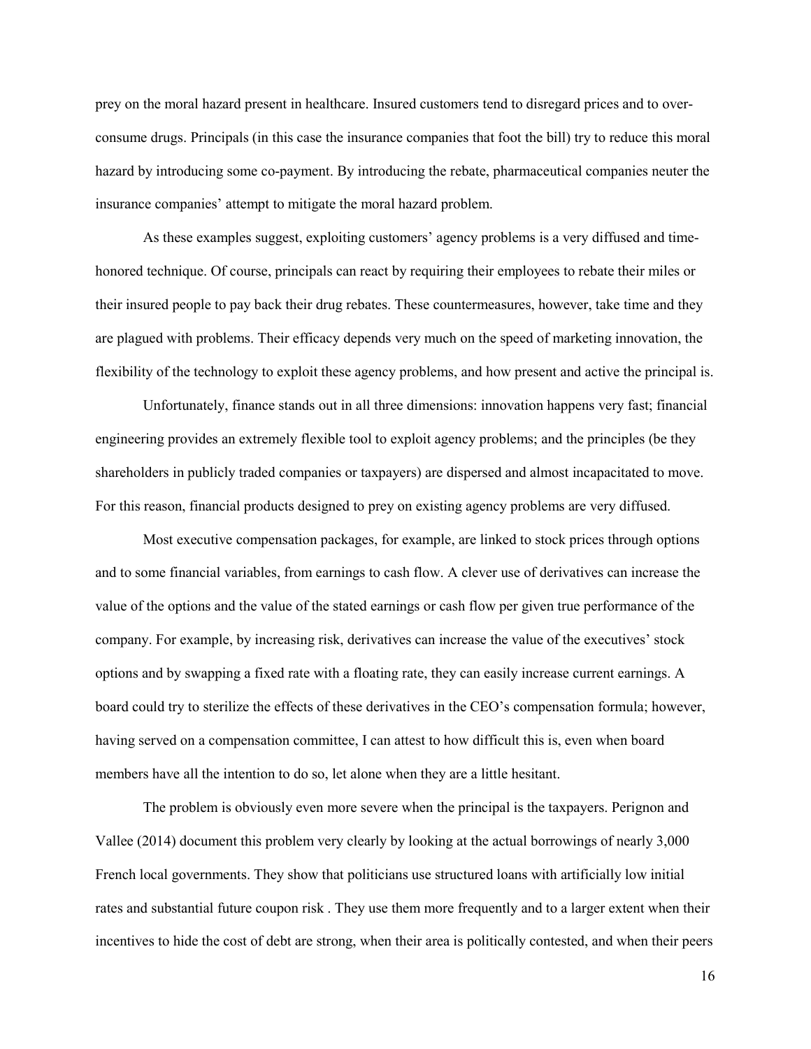prey on the moral hazard present in healthcare. Insured customers tend to disregard prices and to over-consume drugs. Principals (in this case the insurance companies that foot the bill) try to reduce this moral hazard by introducing some co-payment. By introducing the rebate, pharmaceutical companies neuter the insurance companies' attempt to mitigate the moral hazard problem.

As these examples suggest, exploiting customers' agency problems is a very diffused and time-honored technique. Of course, principals can react by requiring their employees to rebate their miles or their insured people to pay back their drug rebates. These countermeasures, however, take time and they are plagued with problems. Their efficacy depends very much on the speed of marketing innovation, the flexibility of the technology to exploit these agency problems, and how present and active the principal is.

Unfortunately, finance stands out in all three dimensions: innovation happens very fast; financial engineering provides an extremely flexible tool to exploit agency problems; and the principles (be they shareholders in publicly traded companies or taxpayers) are dispersed and almost incapacitated to move. For this reason, financial products designed to prey on existing agency problems are very diffused.

Most executive compensation packages, for example, are linked to stock prices through options and to some financial variables, from earnings to cash flow. A clever use of derivatives can increase the value of the options and the value of the stated earnings or cash flow per given true performance of the company. For example, by increasing risk, derivatives can increase the value of the executives' stock options and by swapping a fixed rate with a floating rate, they can easily increase current earnings. A board could try to sterilize the effects of these derivatives in the CEO's compensation formula; however, having served on a compensation committee, I can attest to how difficult this is, even when board members have all the intention to do so, let alone when they are a little hesitant.

The problem is obviously even more severe when the principal is the taxpayers. Perignon and Vallee (2014) document this problem very clearly by looking at the actual borrowings of nearly 3,000 French local governments. They show that politicians use structured loans with artificially low initial rates and substantial future coupon risk . They use them more frequently and to a larger extent when their incentives to hide the cost of debt are strong, when their area is politically contested, and when their peers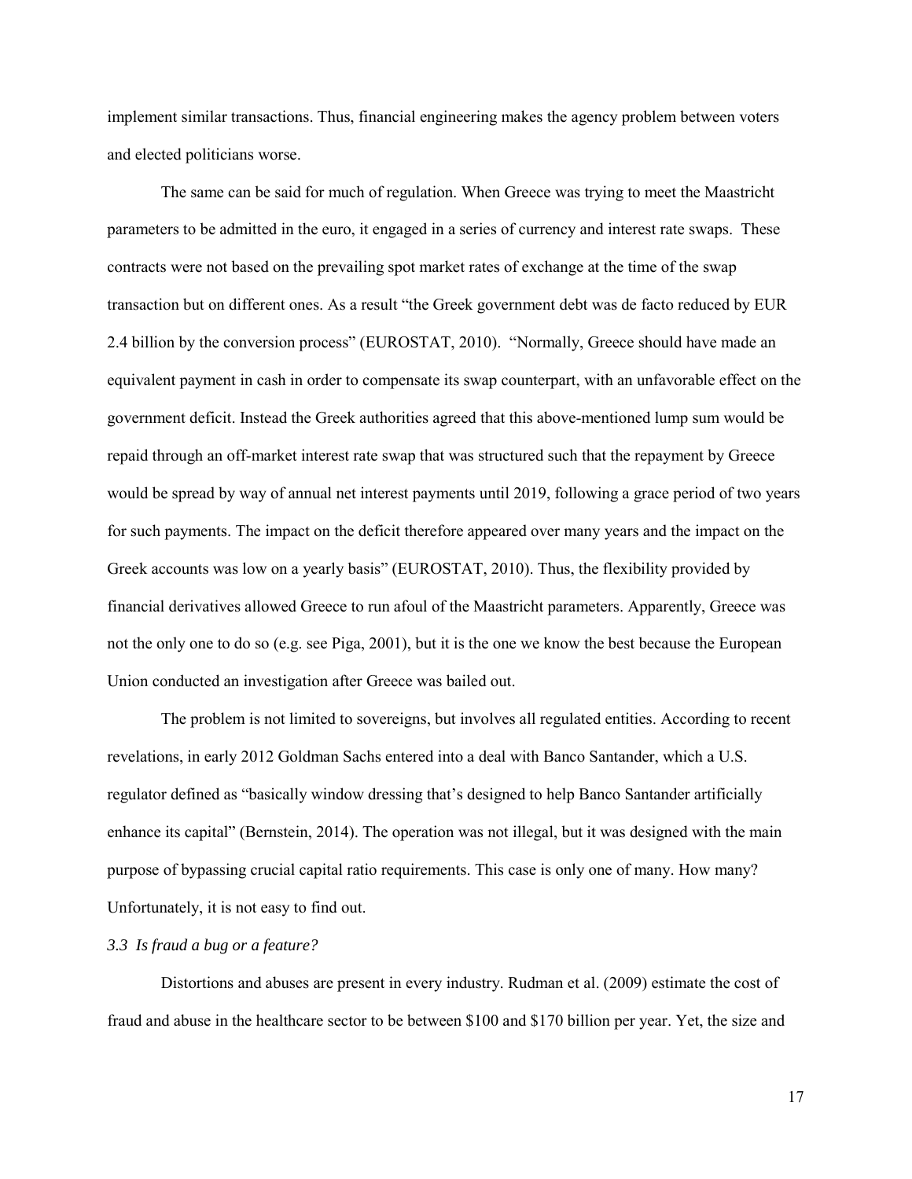implement similar transactions. Thus, financial engineering makes the agency problem between voters and elected politicians worse.

The same can be said for much of regulation. When Greece was trying to meet the Maastricht parameters to be admitted in the euro, it engaged in a series of currency and interest rate swaps. These contracts were not based on the prevailing spot market rates of exchange at the time of the swap transaction but on different ones. As a result "the Greek government debt was de facto reduced by EUR 2.4 billion by the conversion process" (EUROSTAT, 2010). "Normally, Greece should have made an equivalent payment in cash in order to compensate its swap counterpart, with an unfavorable effect on the government deficit. Instead the Greek authorities agreed that this above-mentioned lump sum would be repaid through an off-market interest rate swap that was structured such that the repayment by Greece would be spread by way of annual net interest payments until 2019, following a grace period of two years for such payments. The impact on the deficit therefore appeared over many years and the impact on the Greek accounts was low on a yearly basis" (EUROSTAT, 2010). Thus, the flexibility provided by financial derivatives allowed Greece to run afoul of the Maastricht parameters. Apparently, Greece was not the only one to do so (e.g. see Piga, 2001), but it is the one we know the best because the European Union conducted an investigation after Greece was bailed out.

The problem is not limited to sovereigns, but involves all regulated entities. According to recent revelations, in early 2012 Goldman Sachs entered into a deal with Banco Santander, which a U.S. regulator defined as "basically window dressing that's designed to help Banco Santander artificially enhance its capital" (Bernstein, 2014). The operation was not illegal, but it was designed with the main purpose of bypassing crucial capital ratio requirements. This case is only one of many. How many? Unfortunately, it is not easy to find out.

### *3.3 Is fraud a bug or a feature?*

Distortions and abuses are present in every industry. Rudman et al. (2009) estimate the cost of fraud and abuse in the healthcare sector to be between $100 and $170 billion per year. Yet, the size and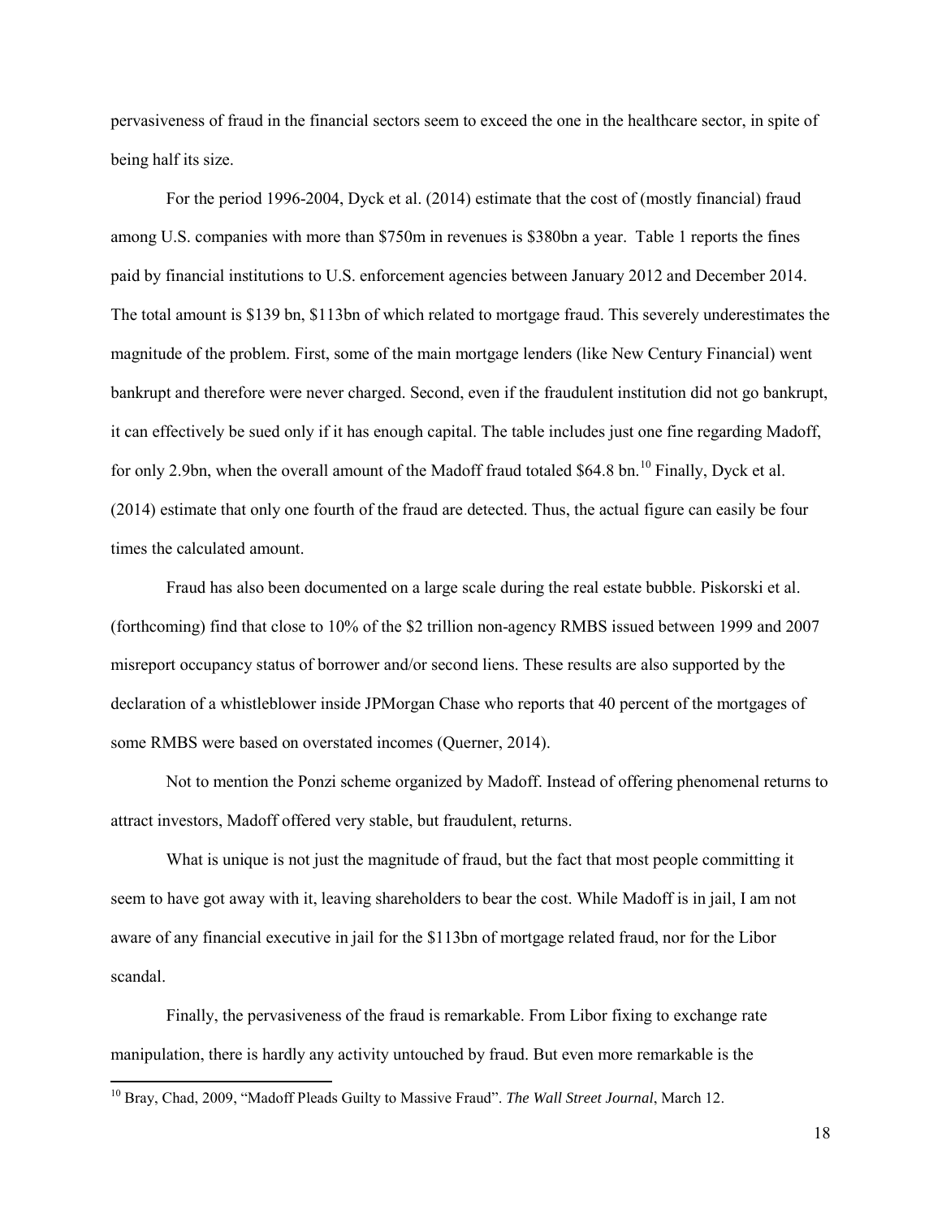pervasiveness of fraud in the financial sectors seem to exceed the one in the healthcare sector, in spite of being half its size.

For the period 1996-2004, Dyck et al. (2014) estimate that the cost of (mostly financial) fraud among U.S. companies with more than $750m in revenues is $380bn a year. Table 1 reports the fines paid by financial institutions to U.S. enforcement agencies between January 2012 and December 2014. The total amount is $139 bn, $113bn of which related to mortgage fraud. This severely underestimates the magnitude of the problem. First, some of the main mortgage lenders (like New Century Financial) went bankrupt and therefore were never charged. Second, even if the fraudulent institution did not go bankrupt, it can effectively be sued only if it has enough capital. The table includes just one fine regarding Madoff, for only 2.9bn, when the overall amount of the Madoff fraud totaled $64.8 bn.[10] Finally, Dyck et al. (2014) estimate that only one fourth of the fraud are detected. Thus, the actual figure can easily be four times the calculated amount.

Fraud has also been documented on a large scale during the real estate bubble. Piskorski et al. (forthcoming) find that close to 10% of the $2 trillion non-agency RMBS issued between 1999 and 2007 misreport occupancy status of borrower and/or second liens. These results are also supported by the declaration of a whistleblower inside JPMorgan Chase who reports that 40 percent of the mortgages of some RMBS were based on overstated incomes (Querner, 2014).

Not to mention the Ponzi scheme organized by Madoff. Instead of offering phenomenal returns to attract investors, Madoff offered very stable, but fraudulent, returns.

What is unique is not just the magnitude of fraud, but the fact that most people committing it seem to have got away with it, leaving shareholders to bear the cost. While Madoff is in jail, I am not aware of any financial executive in jail for the $113bn of mortgage related fraud, nor for the Libor scandal.

Finally, the pervasiveness of the fraud is remarkable. From Libor fixing to exchange rate manipulation, there is hardly any activity untouched by fraud. But even more remarkable is the

[10] Bray, Chad, 2009, "Madoff Pleads Guilty to Massive Fraud". *The Wall Street Journal*, March 12.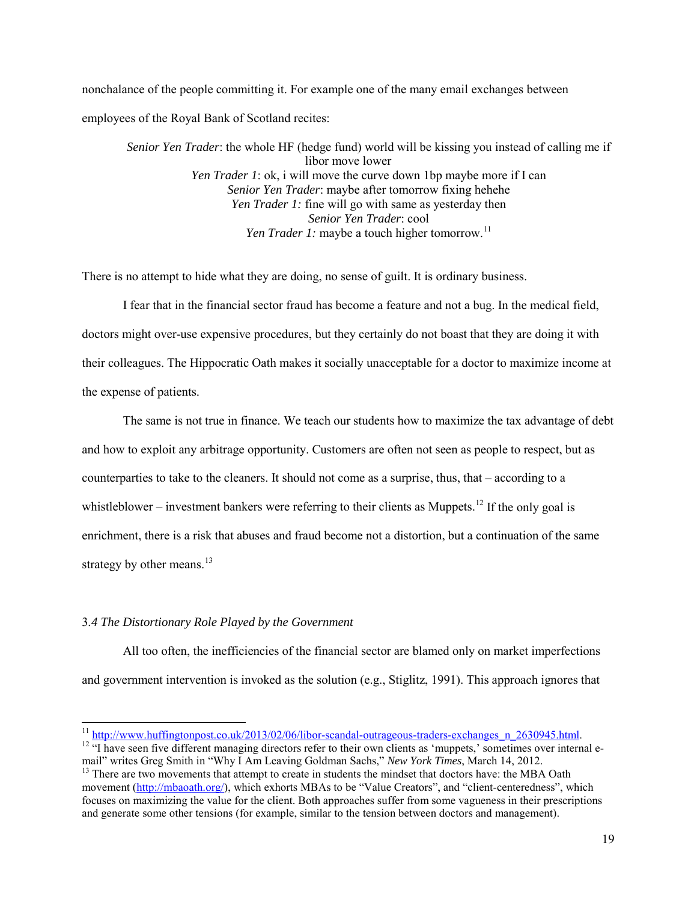nonchalance of the people committing it. For example one of the many email exchanges between employees of the Royal Bank of Scotland recites:

> *Senior Yen Trader*: the whole HF (hedge fund) world will be kissing you instead of calling me if libor move lower
> *Yen Trader 1*: ok, i will move the curve down 1bp maybe more if I can
> *Senior Yen Trader*: maybe after tomorrow fixing hehehe
> *Yen Trader 1:* fine will go with same as yesterday then
> *Senior Yen Trader*: cool
> *Yen Trader 1:* maybe a touch higher tomorrow.[11]

There is no attempt to hide what they are doing, no sense of guilt. It is ordinary business.

I fear that in the financial sector fraud has become a feature and not a bug. In the medical field, doctors might over-use expensive procedures, but they certainly do not boast that they are doing it with their colleagues. The Hippocratic Oath makes it socially unacceptable for a doctor to maximize income at the expense of patients.

The same is not true in finance. We teach our students how to maximize the tax advantage of debt and how to exploit any arbitrage opportunity. Customers are often not seen as people to respect, but as counterparties to take to the cleaners. It should not come as a surprise, thus, that – according to a whistleblower – investment bankers were referring to their clients as Muppets.[12] If the only goal is enrichment, there is a risk that abuses and fraud become not a distortion, but a continuation of the same strategy by other means.[13]

### 3.4 *The Distortionary Role Played by the Government*

All too often, the inefficiencies of the financial sector are blamed only on market imperfections and government intervention is invoked as the solution (e.g., Stiglitz, 1991). This approach ignores that

---

[11] http://www.huffingtonpost.co.uk/2013/02/06/libor-scandal-outrageous-traders-exchanges_n_2630945.html.

[12] "I have seen five different managing directors refer to their own clients as 'muppets,' sometimes over internal e-mail" writes Greg Smith in "Why I Am Leaving Goldman Sachs," *New York Times*, March 14, 2012.

[13] There are two movements that attempt to create in students the mindset that doctors have: the MBA Oath movement (http://mbaoath.org/), which exhorts MBAs to be "Value Creators", and "client-centeredness", which focuses on maximizing the value for the client. Both approaches suffer from some vagueness in their prescriptions and generate some other tensions (for example, similar to the tension between doctors and management).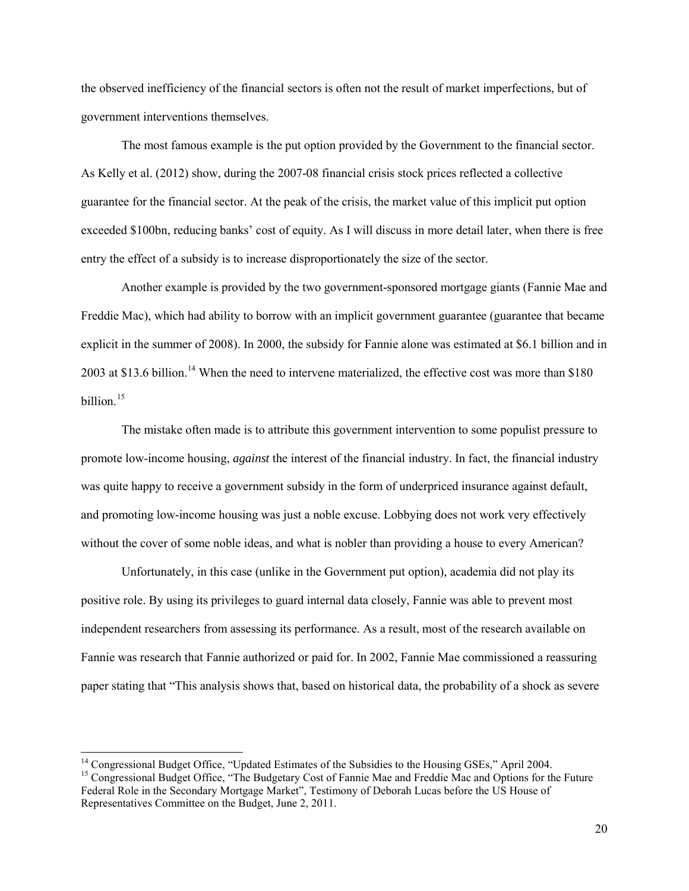the observed inefficiency of the financial sectors is often not the result of market imperfections, but of government interventions themselves.

The most famous example is the put option provided by the Government to the financial sector. As Kelly et al. (2012) show, during the 2007-08 financial crisis stock prices reflected a collective guarantee for the financial sector. At the peak of the crisis, the market value of this implicit put option exceeded $100bn, reducing banks' cost of equity. As I will discuss in more detail later, when there is free entry the effect of a subsidy is to increase disproportionately the size of the sector.

Another example is provided by the two government-sponsored mortgage giants (Fannie Mae and Freddie Mac), which had ability to borrow with an implicit government guarantee (guarantee that became explicit in the summer of 2008). In 2000, the subsidy for Fannie alone was estimated at $6.1 billion and in 2003 at $13.6 billion.[14] When the need to intervene materialized, the effective cost was more than $180 billion.[15]

The mistake often made is to attribute this government intervention to some populist pressure to promote low-income housing, *against* the interest of the financial industry. In fact, the financial industry was quite happy to receive a government subsidy in the form of underpriced insurance against default, and promoting low-income housing was just a noble excuse. Lobbying does not work very effectively without the cover of some noble ideas, and what is nobler than providing a house to every American?

Unfortunately, in this case (unlike in the Government put option), academia did not play its positive role. By using its privileges to guard internal data closely, Fannie was able to prevent most independent researchers from assessing its performance. As a result, most of the research available on Fannie was research that Fannie authorized or paid for. In 2002, Fannie Mae commissioned a reassuring paper stating that "This analysis shows that, based on historical data, the probability of a shock as severe

---

[14] Congressional Budget Office, "Updated Estimates of the Subsidies to the Housing GSEs," April 2004.

[15] Congressional Budget Office, "The Budgetary Cost of Fannie Mae and Freddie Mac and Options for the Future Federal Role in the Secondary Mortgage Market", Testimony of Deborah Lucas before the US House of Representatives Committee on the Budget, June 2, 2011.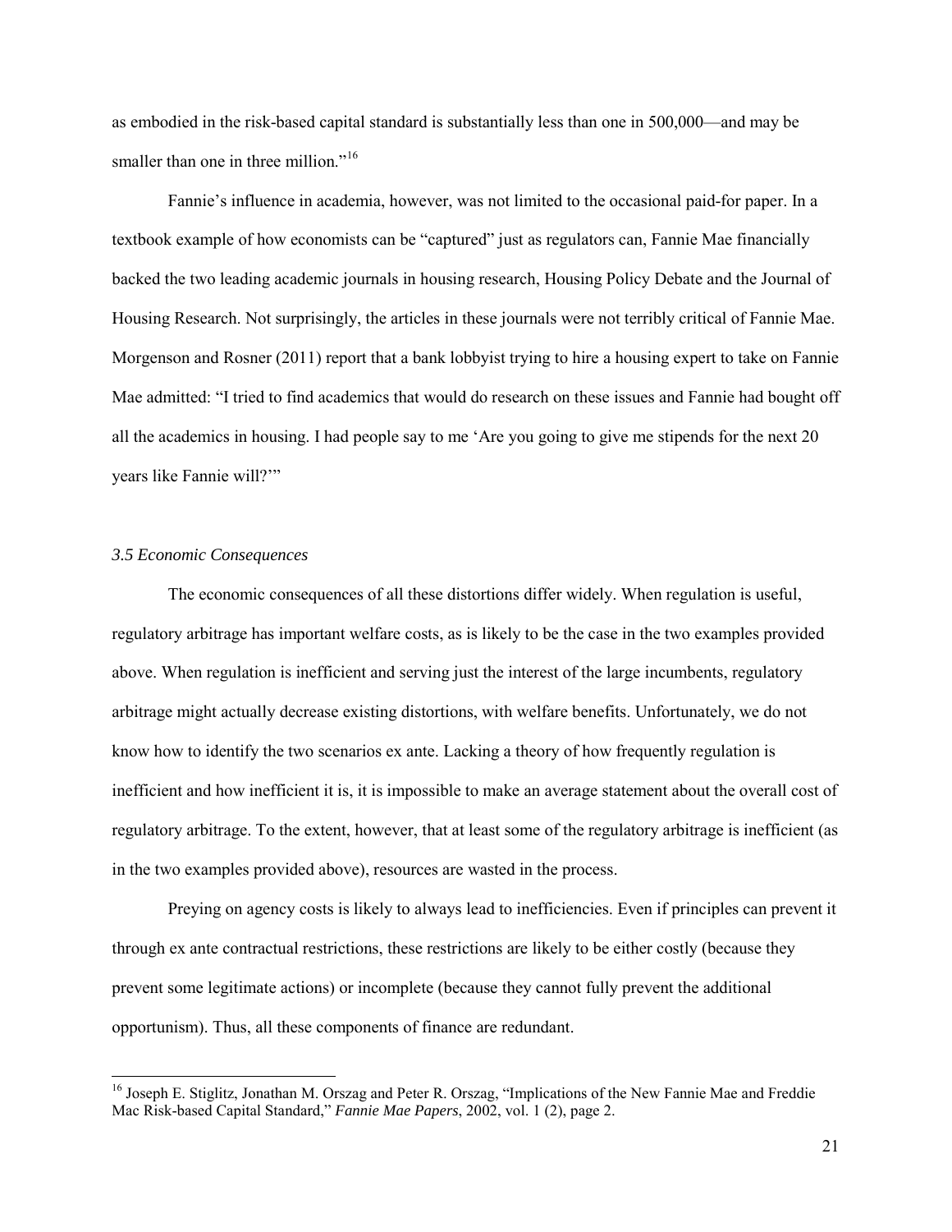as embodied in the risk-based capital standard is substantially less than one in 500,000—and may be smaller than one in three million."[16]

Fannie's influence in academia, however, was not limited to the occasional paid-for paper. In a textbook example of how economists can be "captured" just as regulators can, Fannie Mae financially backed the two leading academic journals in housing research, Housing Policy Debate and the Journal of Housing Research. Not surprisingly, the articles in these journals were not terribly critical of Fannie Mae. Morgenson and Rosner (2011) report that a bank lobbyist trying to hire a housing expert to take on Fannie Mae admitted: "I tried to find academics that would do research on these issues and Fannie had bought off all the academics in housing. I had people say to me 'Are you going to give me stipends for the next 20 years like Fannie will?'"

### *3.5 Economic Consequences*

The economic consequences of all these distortions differ widely. When regulation is useful, regulatory arbitrage has important welfare costs, as is likely to be the case in the two examples provided above. When regulation is inefficient and serving just the interest of the large incumbents, regulatory arbitrage might actually decrease existing distortions, with welfare benefits. Unfortunately, we do not know how to identify the two scenarios ex ante. Lacking a theory of how frequently regulation is inefficient and how inefficient it is, it is impossible to make an average statement about the overall cost of regulatory arbitrage. To the extent, however, that at least some of the regulatory arbitrage is inefficient (as in the two examples provided above), resources are wasted in the process.

Preying on agency costs is likely to always lead to inefficiencies. Even if principles can prevent it through ex ante contractual restrictions, these restrictions are likely to be either costly (because they prevent some legitimate actions) or incomplete (because they cannot fully prevent the additional opportunism). Thus, all these components of finance are redundant.

---

[16] Joseph E. Stiglitz, Jonathan M. Orszag and Peter R. Orszag, "Implications of the New Fannie Mae and Freddie Mac Risk-based Capital Standard," *Fannie Mae Papers*, 2002, vol. 1 (2), page 2.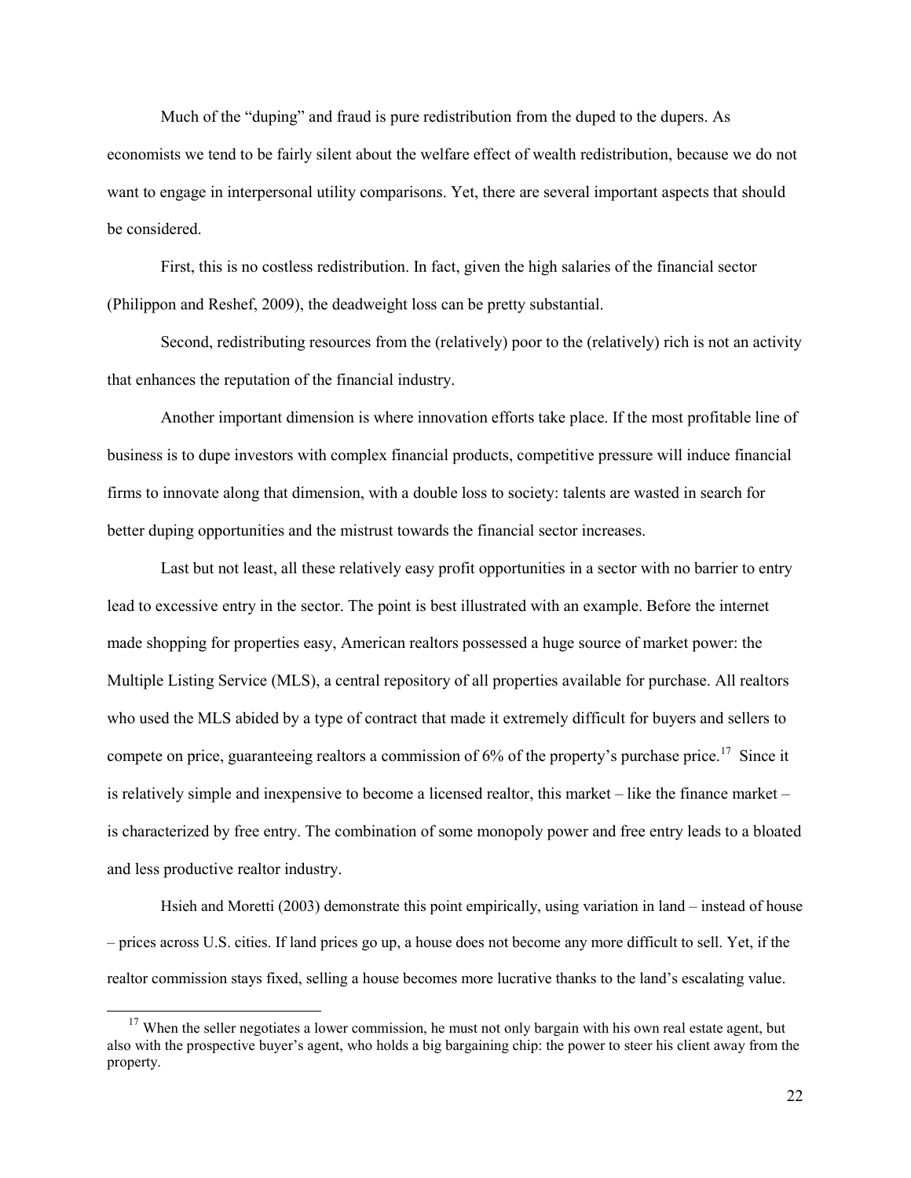Much of the "duping" and fraud is pure redistribution from the duped to the dupers. As economists we tend to be fairly silent about the welfare effect of wealth redistribution, because we do not want to engage in interpersonal utility comparisons. Yet, there are several important aspects that should be considered.

First, this is no costless redistribution. In fact, given the high salaries of the financial sector (Philippon and Reshef, 2009), the deadweight loss can be pretty substantial.

Second, redistributing resources from the (relatively) poor to the (relatively) rich is not an activity that enhances the reputation of the financial industry.

Another important dimension is where innovation efforts take place. If the most profitable line of business is to dupe investors with complex financial products, competitive pressure will induce financial firms to innovate along that dimension, with a double loss to society: talents are wasted in search for better duping opportunities and the mistrust towards the financial sector increases.

Last but not least, all these relatively easy profit opportunities in a sector with no barrier to entry lead to excessive entry in the sector. The point is best illustrated with an example. Before the internet made shopping for properties easy, American realtors possessed a huge source of market power: the Multiple Listing Service (MLS), a central repository of all properties available for purchase. All realtors who used the MLS abided by a type of contract that made it extremely difficult for buyers and sellers to compete on price, guaranteeing realtors a commission of 6% of the property's purchase price.[17] Since it is relatively simple and inexpensive to become a licensed realtor, this market – like the finance market – is characterized by free entry. The combination of some monopoly power and free entry leads to a bloated and less productive realtor industry.

Hsieh and Moretti (2003) demonstrate this point empirically, using variation in land – instead of house – prices across U.S. cities. If land prices go up, a house does not become any more difficult to sell. Yet, if the realtor commission stays fixed, selling a house becomes more lucrative thanks to the land's escalating value.

[17] When the seller negotiates a lower commission, he must not only bargain with his own real estate agent, but also with the prospective buyer's agent, who holds a big bargaining chip: the power to steer his client away from the property.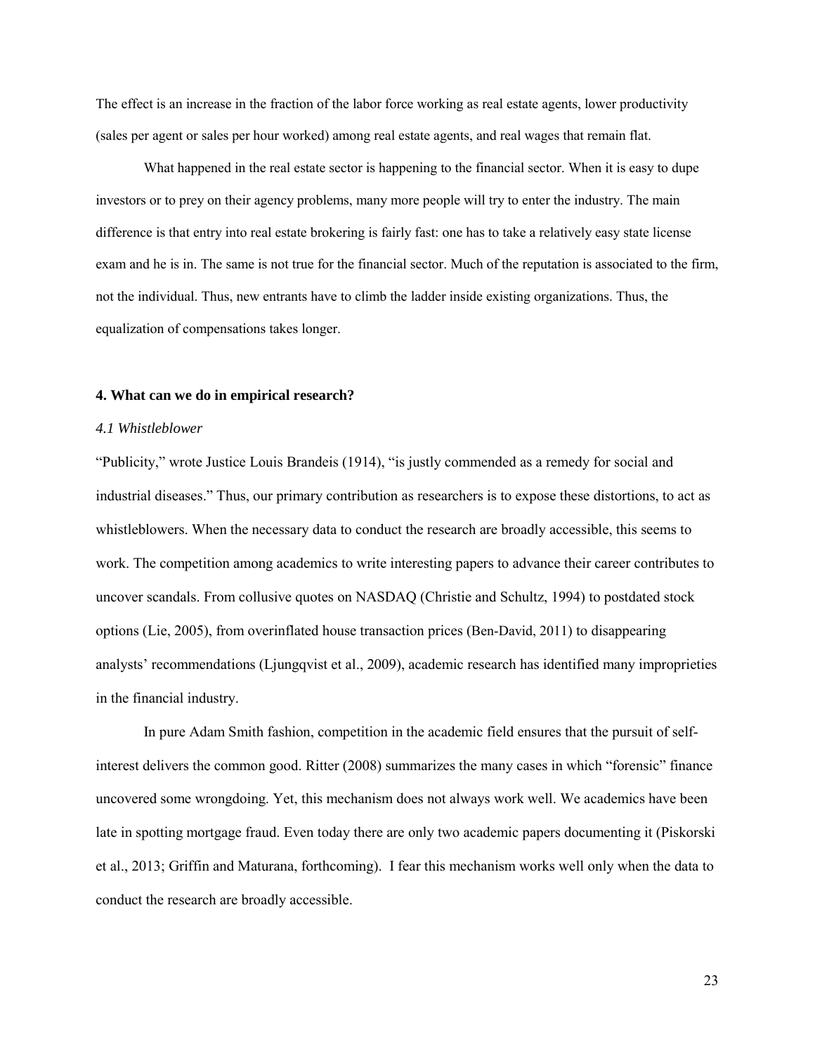The effect is an increase in the fraction of the labor force working as real estate agents, lower productivity (sales per agent or sales per hour worked) among real estate agents, and real wages that remain flat.

What happened in the real estate sector is happening to the financial sector. When it is easy to dupe investors or to prey on their agency problems, many more people will try to enter the industry. The main difference is that entry into real estate brokering is fairly fast: one has to take a relatively easy state license exam and he is in. The same is not true for the financial sector. Much of the reputation is associated to the firm, not the individual. Thus, new entrants have to climb the ladder inside existing organizations. Thus, the equalization of compensations takes longer.

## 4. What can we do in empirical research?

### *4.1 Whistleblower*

"Publicity," wrote Justice Louis Brandeis (1914), "is justly commended as a remedy for social and industrial diseases." Thus, our primary contribution as researchers is to expose these distortions, to act as whistleblowers. When the necessary data to conduct the research are broadly accessible, this seems to work. The competition among academics to write interesting papers to advance their career contributes to uncover scandals. From collusive quotes on NASDAQ (Christie and Schultz, 1994) to postdated stock options (Lie, 2005), from overinflated house transaction prices (Ben-David, 2011) to disappearing analysts' recommendations (Ljungqvist et al., 2009), academic research has identified many improprieties in the financial industry.

In pure Adam Smith fashion, competition in the academic field ensures that the pursuit of self-interest delivers the common good. Ritter (2008) summarizes the many cases in which "forensic" finance uncovered some wrongdoing. Yet, this mechanism does not always work well. We academics have been late in spotting mortgage fraud. Even today there are only two academic papers documenting it (Piskorski et al., 2013; Griffin and Maturana, forthcoming). I fear this mechanism works well only when the data to conduct the research are broadly accessible.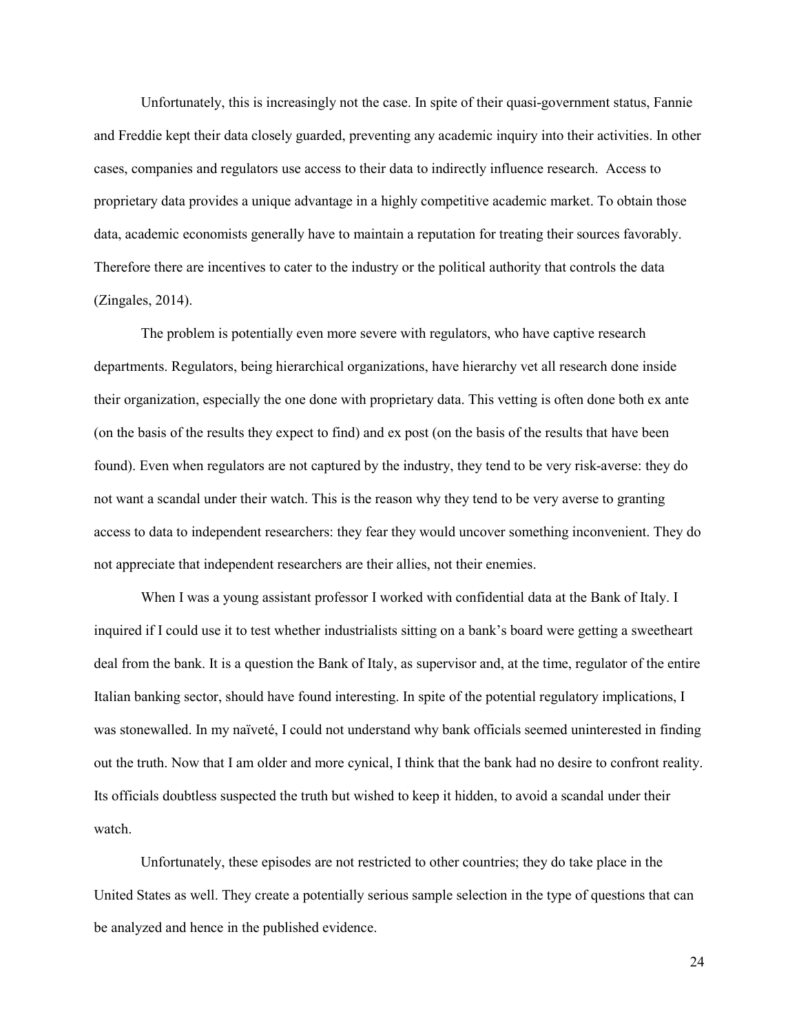Unfortunately, this is increasingly not the case. In spite of their quasi-government status, Fannie and Freddie kept their data closely guarded, preventing any academic inquiry into their activities. In other cases, companies and regulators use access to their data to indirectly influence research. Access to proprietary data provides a unique advantage in a highly competitive academic market. To obtain those data, academic economists generally have to maintain a reputation for treating their sources favorably. Therefore there are incentives to cater to the industry or the political authority that controls the data (Zingales, 2014).

The problem is potentially even more severe with regulators, who have captive research departments. Regulators, being hierarchical organizations, have hierarchy vet all research done inside their organization, especially the one done with proprietary data. This vetting is often done both ex ante (on the basis of the results they expect to find) and ex post (on the basis of the results that have been found). Even when regulators are not captured by the industry, they tend to be very risk-averse: they do not want a scandal under their watch. This is the reason why they tend to be very averse to granting access to data to independent researchers: they fear they would uncover something inconvenient. They do not appreciate that independent researchers are their allies, not their enemies.

When I was a young assistant professor I worked with confidential data at the Bank of Italy. I inquired if I could use it to test whether industrialists sitting on a bank's board were getting a sweetheart deal from the bank. It is a question the Bank of Italy, as supervisor and, at the time, regulator of the entire Italian banking sector, should have found interesting. In spite of the potential regulatory implications, I was stonewalled. In my naïveté, I could not understand why bank officials seemed uninterested in finding out the truth. Now that I am older and more cynical, I think that the bank had no desire to confront reality. Its officials doubtless suspected the truth but wished to keep it hidden, to avoid a scandal under their watch.

Unfortunately, these episodes are not restricted to other countries; they do take place in the United States as well. They create a potentially serious sample selection in the type of questions that can be analyzed and hence in the published evidence.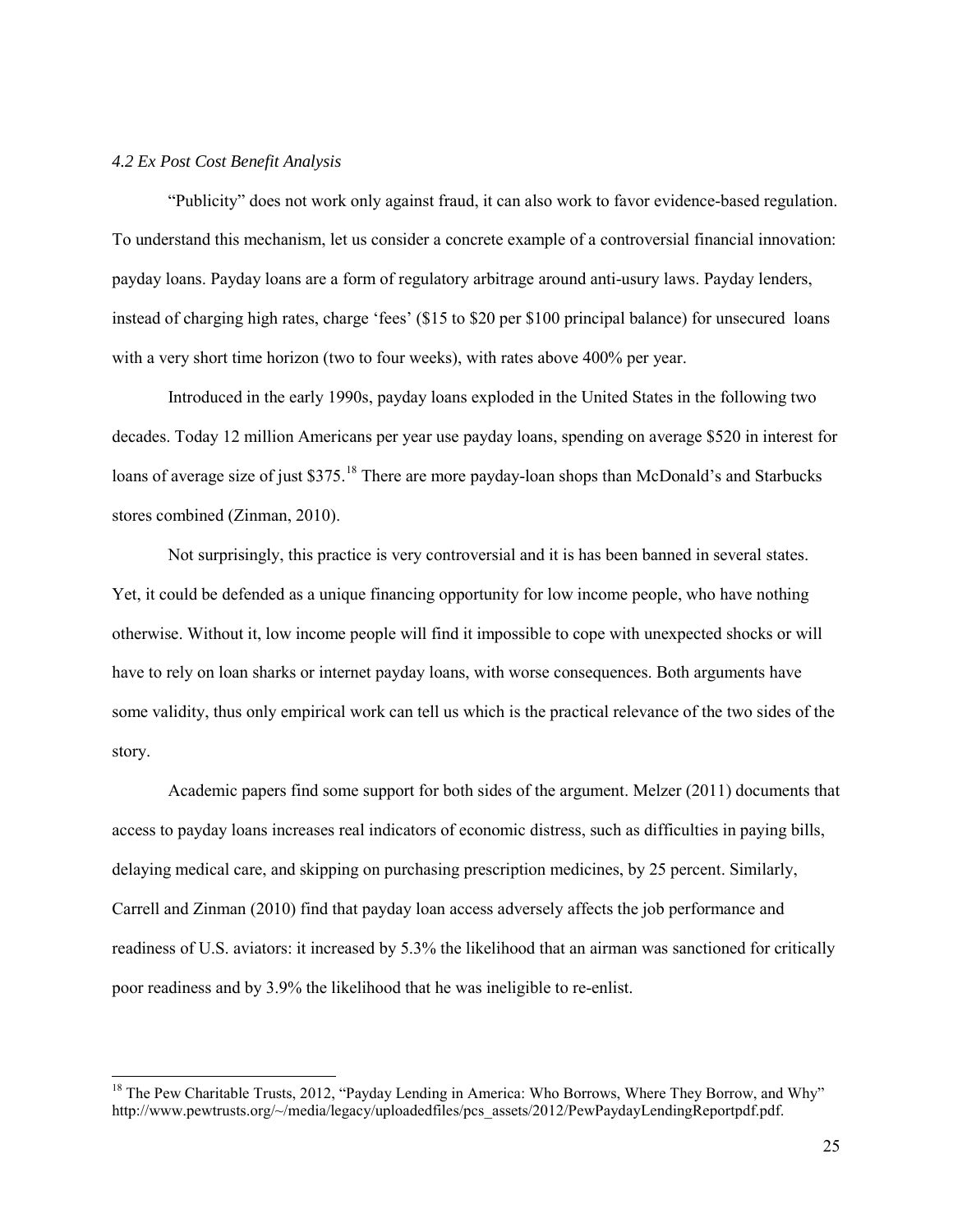*4.2 Ex Post Cost Benefit Analysis*

"Publicity" does not work only against fraud, it can also work to favor evidence-based regulation. To understand this mechanism, let us consider a concrete example of a controversial financial innovation: payday loans. Payday loans are a form of regulatory arbitrage around anti-usury laws. Payday lenders, instead of charging high rates, charge 'fees' (\$15 to \$20 per \$100 principal balance) for unsecured loans with a very short time horizon (two to four weeks), with rates above 400% per year.

Introduced in the early 1990s, payday loans exploded in the United States in the following two decades. Today 12 million Americans per year use payday loans, spending on average \$520 in interest for loans of average size of just \$375.[18] There are more payday-loan shops than McDonald's and Starbucks stores combined (Zinman, 2010).

Not surprisingly, this practice is very controversial and it is has been banned in several states. Yet, it could be defended as a unique financing opportunity for low income people, who have nothing otherwise. Without it, low income people will find it impossible to cope with unexpected shocks or will have to rely on loan sharks or internet payday loans, with worse consequences. Both arguments have some validity, thus only empirical work can tell us which is the practical relevance of the two sides of the story.

Academic papers find some support for both sides of the argument. Melzer (2011) documents that access to payday loans increases real indicators of economic distress, such as difficulties in paying bills, delaying medical care, and skipping on purchasing prescription medicines, by 25 percent. Similarly, Carrell and Zinman (2010) find that payday loan access adversely affects the job performance and readiness of U.S. aviators: it increased by 5.3% the likelihood that an airman was sanctioned for critically poor readiness and by 3.9% the likelihood that he was ineligible to re-enlist.

---

[18] The Pew Charitable Trusts, 2012, "Payday Lending in America: Who Borrows, Where They Borrow, and Why" http://www.pewtrusts.org/~/media/legacy/uploadedfiles/pcs_assets/2012/PewPaydayLendingReportpdf.pdf.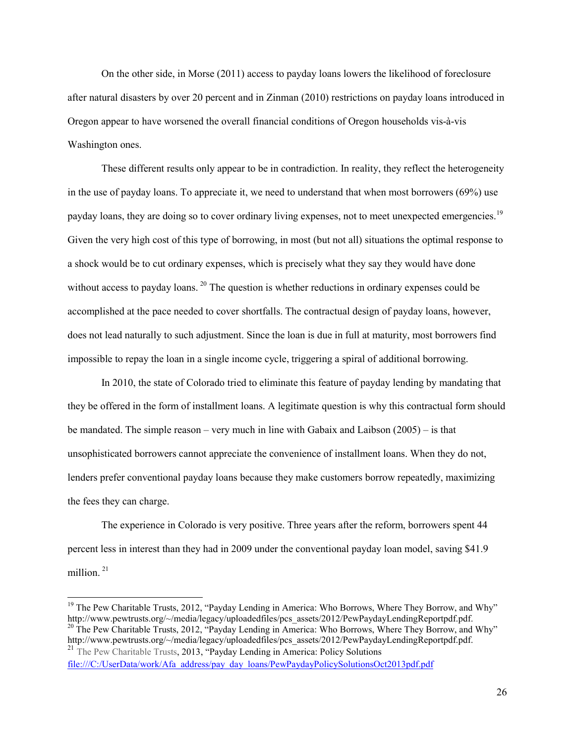On the other side, in Morse (2011) access to payday loans lowers the likelihood of foreclosure after natural disasters by over 20 percent and in Zinman (2010) restrictions on payday loans introduced in Oregon appear to have worsened the overall financial conditions of Oregon households vis-à-vis Washington ones.

These different results only appear to be in contradiction. In reality, they reflect the heterogeneity in the use of payday loans. To appreciate it, we need to understand that when most borrowers (69%) use payday loans, they are doing so to cover ordinary living expenses, not to meet unexpected emergencies.[19] Given the very high cost of this type of borrowing, in most (but not all) situations the optimal response to a shock would be to cut ordinary expenses, which is precisely what they say they would have done without access to payday loans.[20] The question is whether reductions in ordinary expenses could be accomplished at the pace needed to cover shortfalls. The contractual design of payday loans, however, does not lead naturally to such adjustment. Since the loan is due in full at maturity, most borrowers find impossible to repay the loan in a single income cycle, triggering a spiral of additional borrowing.

In 2010, the state of Colorado tried to eliminate this feature of payday lending by mandating that they be offered in the form of installment loans. A legitimate question is why this contractual form should be mandated. The simple reason – very much in line with Gabaix and Laibson (2005) – is that unsophisticated borrowers cannot appreciate the convenience of installment loans. When they do not, lenders prefer conventional payday loans because they make customers borrow repeatedly, maximizing the fees they can charge.

The experience in Colorado is very positive. Three years after the reform, borrowers spent 44 percent less in interest than they had in 2009 under the conventional payday loan model, saving $41.9 million.[21]

---

[19] The Pew Charitable Trusts, 2012, "Payday Lending in America: Who Borrows, Where They Borrow, and Why" http://www.pewtrusts.org/~/media/legacy/uploadedfiles/pcs_assets/2012/PewPaydayLendingReportpdf.pdf.

[20] The Pew Charitable Trusts, 2012, "Payday Lending in America: Who Borrows, Where They Borrow, and Why" http://www.pewtrusts.org/~/media/legacy/uploadedfiles/pcs_assets/2012/PewPaydayLendingReportpdf.pdf.

[21] The Pew Charitable Trusts, 2013, "Payday Lending in America: Policy Solutions file:///C:/UserData/work/Afa_address/pay_day_loans/PewPaydayPolicySolutionsOct2013pdf.pdf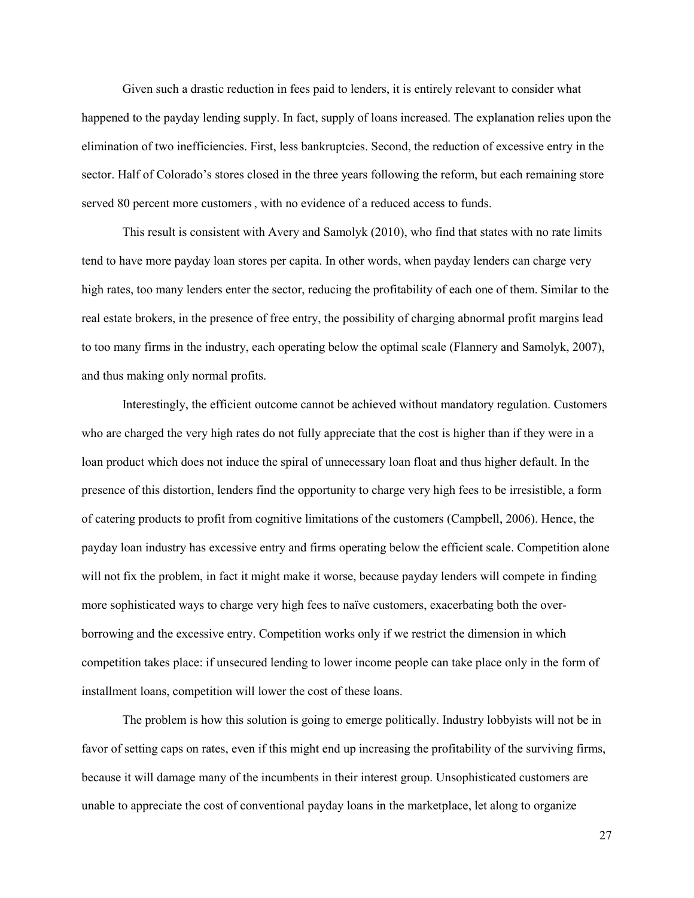Given such a drastic reduction in fees paid to lenders, it is entirely relevant to consider what happened to the payday lending supply. In fact, supply of loans increased. The explanation relies upon the elimination of two inefficiencies. First, less bankruptcies. Second, the reduction of excessive entry in the sector. Half of Colorado's stores closed in the three years following the reform, but each remaining store served 80 percent more customers , with no evidence of a reduced access to funds.

This result is consistent with Avery and Samolyk (2010), who find that states with no rate limits tend to have more payday loan stores per capita. In other words, when payday lenders can charge very high rates, too many lenders enter the sector, reducing the profitability of each one of them. Similar to the real estate brokers, in the presence of free entry, the possibility of charging abnormal profit margins lead to too many firms in the industry, each operating below the optimal scale (Flannery and Samolyk, 2007), and thus making only normal profits.

Interestingly, the efficient outcome cannot be achieved without mandatory regulation. Customers who are charged the very high rates do not fully appreciate that the cost is higher than if they were in a loan product which does not induce the spiral of unnecessary loan float and thus higher default. In the presence of this distortion, lenders find the opportunity to charge very high fees to be irresistible, a form of catering products to profit from cognitive limitations of the customers (Campbell, 2006). Hence, the payday loan industry has excessive entry and firms operating below the efficient scale. Competition alone will not fix the problem, in fact it might make it worse, because payday lenders will compete in finding more sophisticated ways to charge very high fees to naïve customers, exacerbating both the over-borrowing and the excessive entry. Competition works only if we restrict the dimension in which competition takes place: if unsecured lending to lower income people can take place only in the form of installment loans, competition will lower the cost of these loans.

The problem is how this solution is going to emerge politically. Industry lobbyists will not be in favor of setting caps on rates, even if this might end up increasing the profitability of the surviving firms, because it will damage many of the incumbents in their interest group. Unsophisticated customers are unable to appreciate the cost of conventional payday loans in the marketplace, let along to organize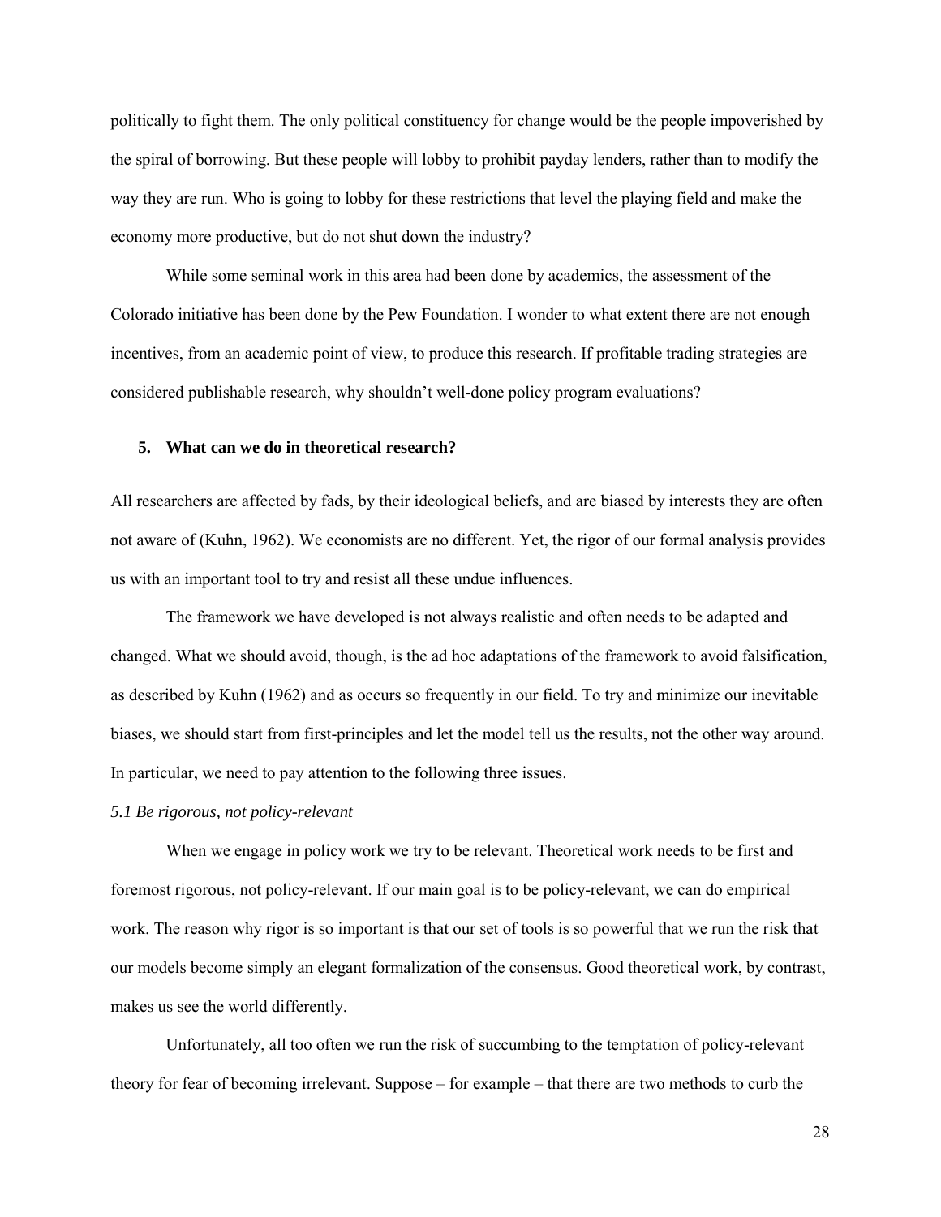politically to fight them. The only political constituency for change would be the people impoverished by the spiral of borrowing. But these people will lobby to prohibit payday lenders, rather than to modify the way they are run. Who is going to lobby for these restrictions that level the playing field and make the economy more productive, but do not shut down the industry?

While some seminal work in this area had been done by academics, the assessment of the Colorado initiative has been done by the Pew Foundation. I wonder to what extent there are not enough incentives, from an academic point of view, to produce this research. If profitable trading strategies are considered publishable research, why shouldn't well-done policy program evaluations?

## 5. What can we do in theoretical research?

All researchers are affected by fads, by their ideological beliefs, and are biased by interests they are often not aware of (Kuhn, 1962). We economists are no different. Yet, the rigor of our formal analysis provides us with an important tool to try and resist all these undue influences.

The framework we have developed is not always realistic and often needs to be adapted and changed. What we should avoid, though, is the ad hoc adaptations of the framework to avoid falsification, as described by Kuhn (1962) and as occurs so frequently in our field. To try and minimize our inevitable biases, we should start from first-principles and let the model tell us the results, not the other way around. In particular, we need to pay attention to the following three issues.

### *5.1 Be rigorous, not policy-relevant*

When we engage in policy work we try to be relevant. Theoretical work needs to be first and foremost rigorous, not policy-relevant. If our main goal is to be policy-relevant, we can do empirical work. The reason why rigor is so important is that our set of tools is so powerful that we run the risk that our models become simply an elegant formalization of the consensus. Good theoretical work, by contrast, makes us see the world differently.

Unfortunately, all too often we run the risk of succumbing to the temptation of policy-relevant theory for fear of becoming irrelevant. Suppose – for example – that there are two methods to curb the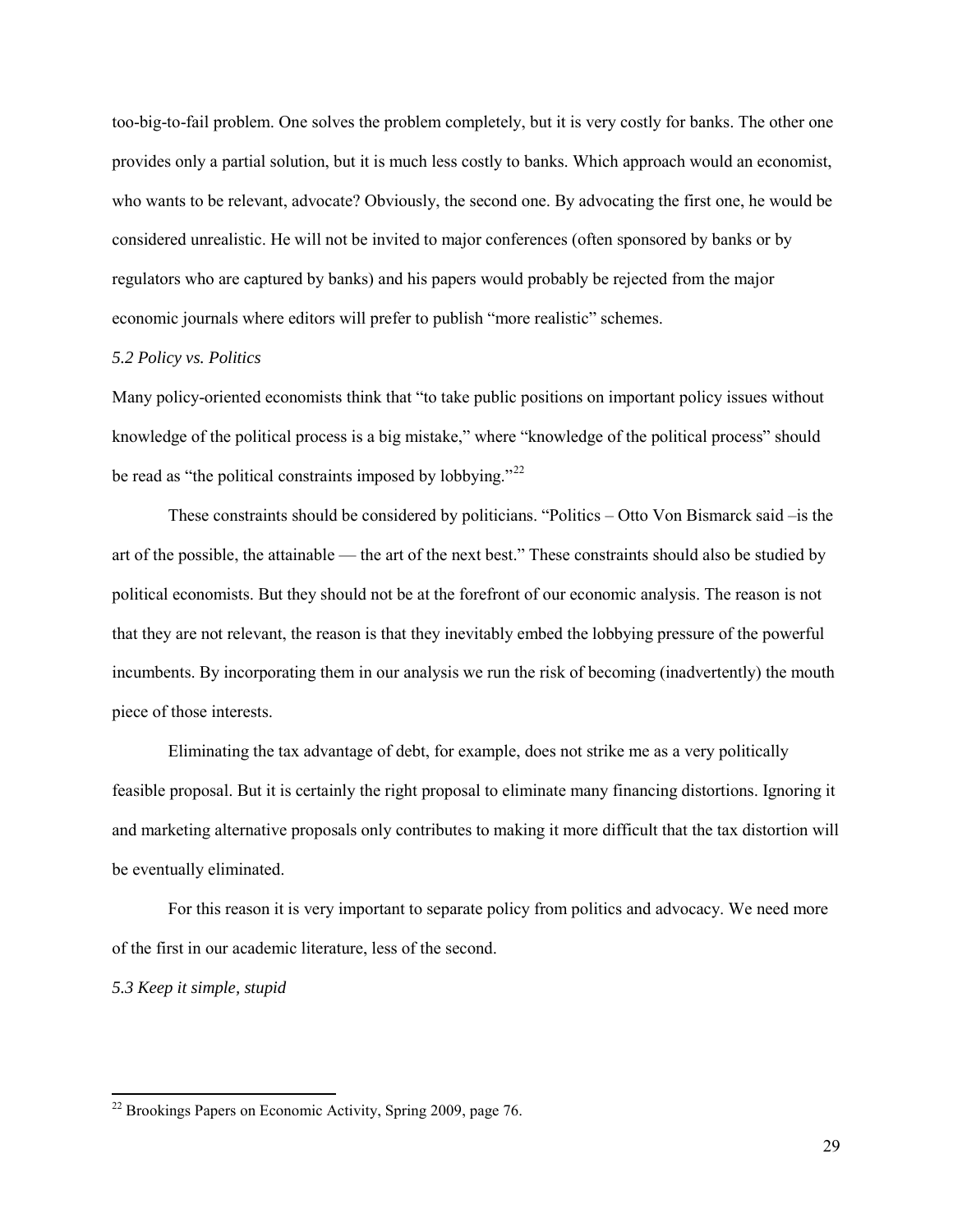too-big-to-fail problem. One solves the problem completely, but it is very costly for banks. The other one provides only a partial solution, but it is much less costly to banks. Which approach would an economist, who wants to be relevant, advocate? Obviously, the second one. By advocating the first one, he would be considered unrealistic. He will not be invited to major conferences (often sponsored by banks or by regulators who are captured by banks) and his papers would probably be rejected from the major economic journals where editors will prefer to publish "more realistic" schemes.

*5.2 Policy vs. Politics*

Many policy-oriented economists think that "to take public positions on important policy issues without knowledge of the political process is a big mistake," where "knowledge of the political process" should be read as "the political constraints imposed by lobbying."[22]

These constraints should be considered by politicians. "Politics – Otto Von Bismarck said –is the art of the possible, the attainable — the art of the next best." These constraints should also be studied by political economists. But they should not be at the forefront of our economic analysis. The reason is not that they are not relevant, the reason is that they inevitably embed the lobbying pressure of the powerful incumbents. By incorporating them in our analysis we run the risk of becoming (inadvertently) the mouth piece of those interests.

Eliminating the tax advantage of debt, for example, does not strike me as a very politically feasible proposal. But it is certainly the right proposal to eliminate many financing distortions. Ignoring it and marketing alternative proposals only contributes to making it more difficult that the tax distortion will be eventually eliminated.

For this reason it is very important to separate policy from politics and advocacy. We need more of the first in our academic literature, less of the second.

*5.3 Keep it simple, stupid*

[22] Brookings Papers on Economic Activity, Spring 2009, page 76.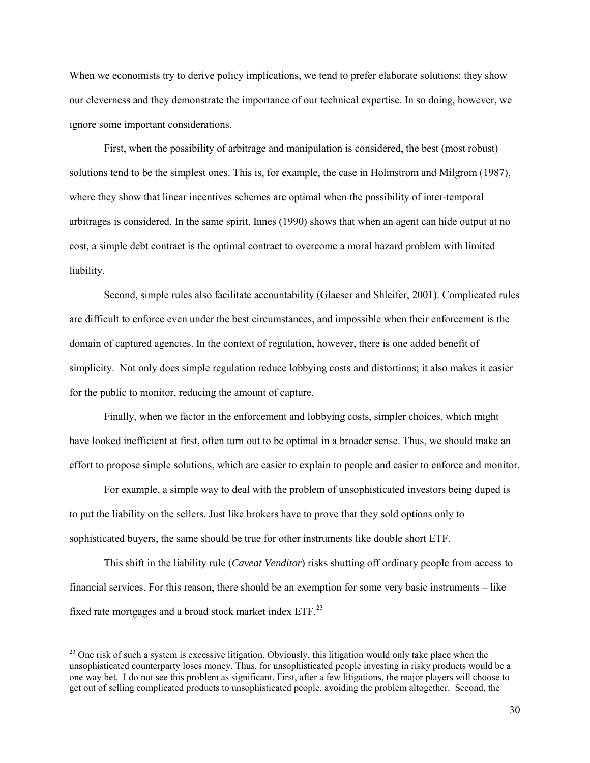When we economists try to derive policy implications, we tend to prefer elaborate solutions: they show our cleverness and they demonstrate the importance of our technical expertise. In so doing, however, we ignore some important considerations.

First, when the possibility of arbitrage and manipulation is considered, the best (most robust) solutions tend to be the simplest ones. This is, for example, the case in Holmstrom and Milgrom (1987), where they show that linear incentives schemes are optimal when the possibility of inter-temporal arbitrages is considered. In the same spirit, Innes (1990) shows that when an agent can hide output at no cost, a simple debt contract is the optimal contract to overcome a moral hazard problem with limited liability.

Second, simple rules also facilitate accountability (Glaeser and Shleifer, 2001). Complicated rules are difficult to enforce even under the best circumstances, and impossible when their enforcement is the domain of captured agencies. In the context of regulation, however, there is one added benefit of simplicity. Not only does simple regulation reduce lobbying costs and distortions; it also makes it easier for the public to monitor, reducing the amount of capture.

Finally, when we factor in the enforcement and lobbying costs, simpler choices, which might have looked inefficient at first, often turn out to be optimal in a broader sense. Thus, we should make an effort to propose simple solutions, which are easier to explain to people and easier to enforce and monitor.

For example, a simple way to deal with the problem of unsophisticated investors being duped is to put the liability on the sellers. Just like brokers have to prove that they sold options only to sophisticated buyers, the same should be true for other instruments like double short ETF.

This shift in the liability rule (*Caveat Venditor*) risks shutting off ordinary people from access to financial services. For this reason, there should be an exemption for some very basic instruments – like fixed rate mortgages and a broad stock market index ETF.[23]

[23] One risk of such a system is excessive litigation. Obviously, this litigation would only take place when the unsophisticated counterparty loses money. Thus, for unsophisticated people investing in risky products would be a one way bet. I do not see this problem as significant. First, after a few litigations, the major players will choose to get out of selling complicated products to unsophisticated people, avoiding the problem altogether. Second, the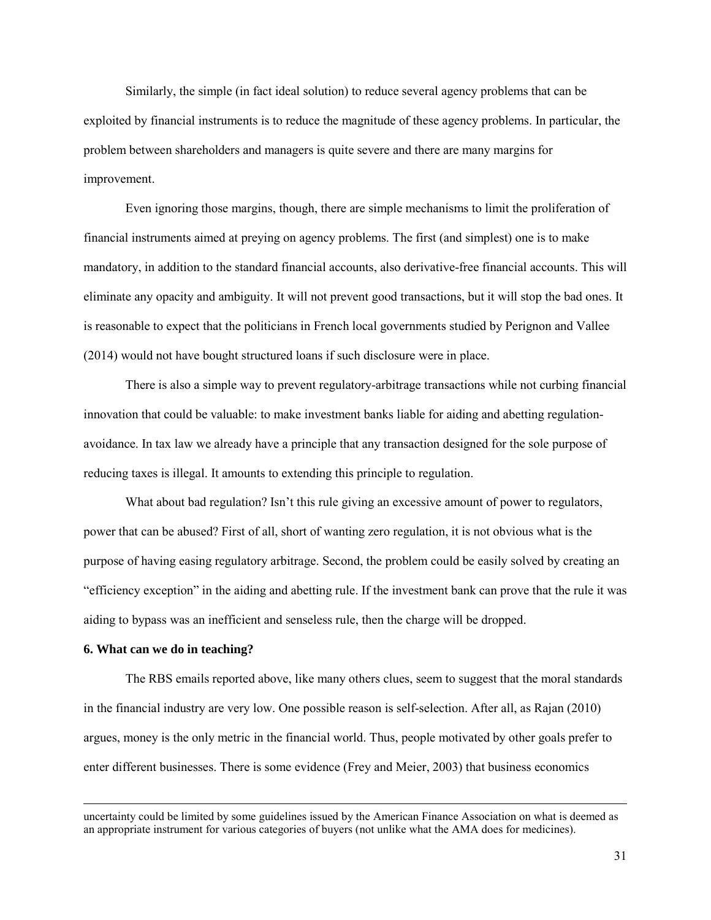Similarly, the simple (in fact ideal solution) to reduce several agency problems that can be exploited by financial instruments is to reduce the magnitude of these agency problems. In particular, the problem between shareholders and managers is quite severe and there are many margins for improvement.

Even ignoring those margins, though, there are simple mechanisms to limit the proliferation of financial instruments aimed at preying on agency problems. The first (and simplest) one is to make mandatory, in addition to the standard financial accounts, also derivative-free financial accounts. This will eliminate any opacity and ambiguity. It will not prevent good transactions, but it will stop the bad ones. It is reasonable to expect that the politicians in French local governments studied by Perignon and Vallee (2014) would not have bought structured loans if such disclosure were in place.

There is also a simple way to prevent regulatory-arbitrage transactions while not curbing financial innovation that could be valuable: to make investment banks liable for aiding and abetting regulation-avoidance. In tax law we already have a principle that any transaction designed for the sole purpose of reducing taxes is illegal. It amounts to extending this principle to regulation.

What about bad regulation? Isn't this rule giving an excessive amount of power to regulators, power that can be abused? First of all, short of wanting zero regulation, it is not obvious what is the purpose of having easing regulatory arbitrage. Second, the problem could be easily solved by creating an "efficiency exception" in the aiding and abetting rule. If the investment bank can prove that the rule it was aiding to bypass was an inefficient and senseless rule, then the charge will be dropped.

### 6. What can we do in teaching?

The RBS emails reported above, like many others clues, seem to suggest that the moral standards in the financial industry are very low. One possible reason is self-selection. After all, as Rajan (2010) argues, money is the only metric in the financial world. Thus, people motivated by other goals prefer to enter different businesses. There is some evidence (Frey and Meier, 2003) that business economics

---

uncertainty could be limited by some guidelines issued by the American Finance Association on what is deemed as an appropriate instrument for various categories of buyers (not unlike what the AMA does for medicines).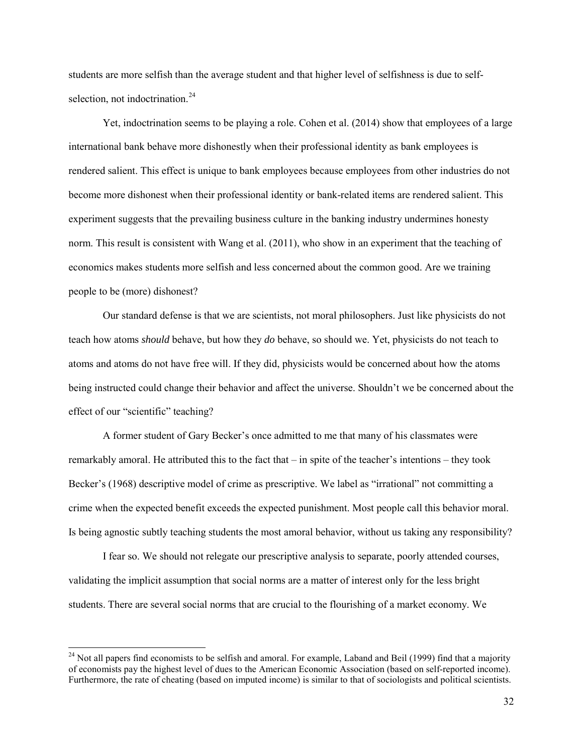students are more selfish than the average student and that higher level of selfishness is due to self-selection, not indoctrination.[24]

Yet, indoctrination seems to be playing a role. Cohen et al. (2014) show that employees of a large international bank behave more dishonestly when their professional identity as bank employees is rendered salient. This effect is unique to bank employees because employees from other industries do not become more dishonest when their professional identity or bank-related items are rendered salient. This experiment suggests that the prevailing business culture in the banking industry undermines honesty norm. This result is consistent with Wang et al. (2011), who show in an experiment that the teaching of economics makes students more selfish and less concerned about the common good. Are we training people to be (more) dishonest?

Our standard defense is that we are scientists, not moral philosophers. Just like physicists do not teach how atoms *should* behave, but how they *do* behave, so should we. Yet, physicists do not teach to atoms and atoms do not have free will. If they did, physicists would be concerned about how the atoms being instructed could change their behavior and affect the universe. Shouldn't we be concerned about the effect of our "scientific" teaching?

A former student of Gary Becker's once admitted to me that many of his classmates were remarkably amoral. He attributed this to the fact that – in spite of the teacher's intentions – they took Becker's (1968) descriptive model of crime as prescriptive. We label as "irrational" not committing a crime when the expected benefit exceeds the expected punishment. Most people call this behavior moral. Is being agnostic subtly teaching students the most amoral behavior, without us taking any responsibility?

I fear so. We should not relegate our prescriptive analysis to separate, poorly attended courses, validating the implicit assumption that social norms are a matter of interest only for the less bright students. There are several social norms that are crucial to the flourishing of a market economy. We

[24] Not all papers find economists to be selfish and amoral. For example, Laband and Beil (1999) find that a majority of economists pay the highest level of dues to the American Economic Association (based on self-reported income). Furthermore, the rate of cheating (based on imputed income) is similar to that of sociologists and political scientists.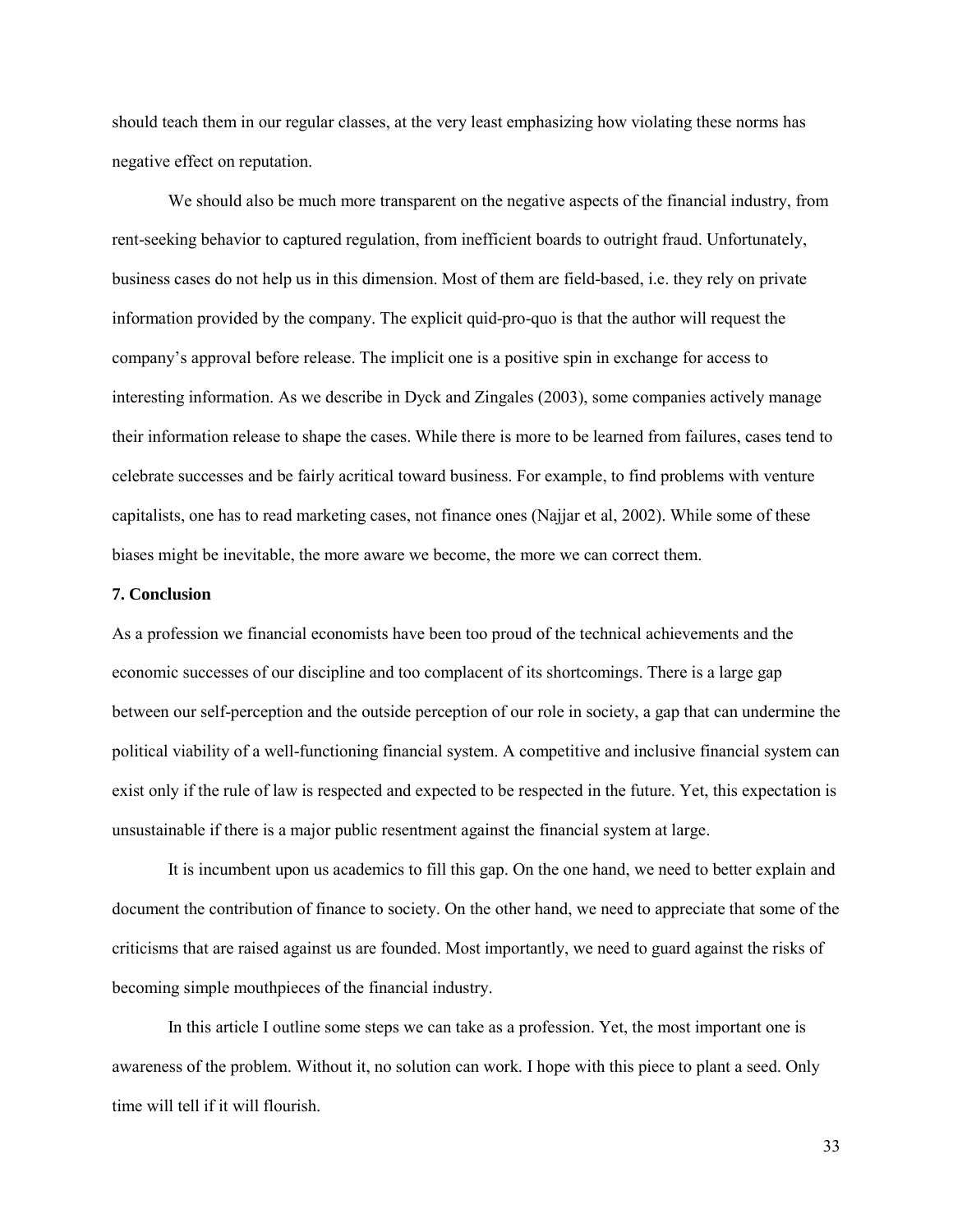should teach them in our regular classes, at the very least emphasizing how violating these norms has negative effect on reputation.

We should also be much more transparent on the negative aspects of the financial industry, from rent-seeking behavior to captured regulation, from inefficient boards to outright fraud. Unfortunately, business cases do not help us in this dimension. Most of them are field-based, i.e. they rely on private information provided by the company. The explicit quid-pro-quo is that the author will request the company's approval before release. The implicit one is a positive spin in exchange for access to interesting information. As we describe in Dyck and Zingales (2003), some companies actively manage their information release to shape the cases. While there is more to be learned from failures, cases tend to celebrate successes and be fairly acritical toward business. For example, to find problems with venture capitalists, one has to read marketing cases, not finance ones (Najjar et al, 2002). While some of these biases might be inevitable, the more aware we become, the more we can correct them.

**7. Conclusion**

As a profession we financial economists have been too proud of the technical achievements and the economic successes of our discipline and too complacent of its shortcomings. There is a large gap between our self-perception and the outside perception of our role in society, a gap that can undermine the political viability of a well-functioning financial system. A competitive and inclusive financial system can exist only if the rule of law is respected and expected to be respected in the future. Yet, this expectation is unsustainable if there is a major public resentment against the financial system at large.

It is incumbent upon us academics to fill this gap. On the one hand, we need to better explain and document the contribution of finance to society. On the other hand, we need to appreciate that some of the criticisms that are raised against us are founded. Most importantly, we need to guard against the risks of becoming simple mouthpieces of the financial industry.

In this article I outline some steps we can take as a profession. Yet, the most important one is awareness of the problem. Without it, no solution can work. I hope with this piece to plant a seed. Only time will tell if it will flourish.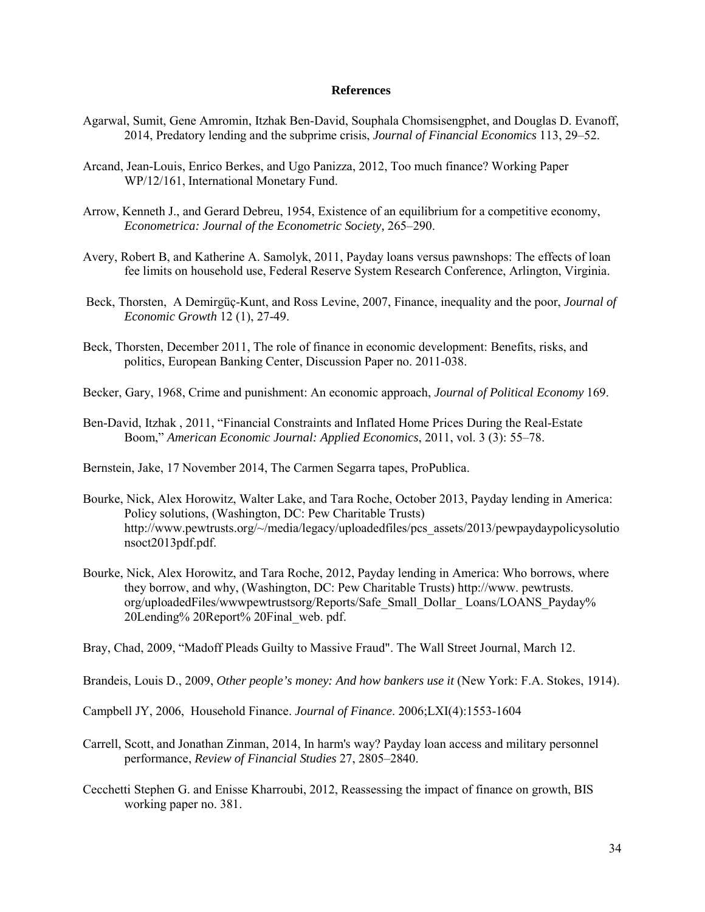# References

Agarwal, Sumit, Gene Amromin, Itzhak Ben-David, Souphala Chomsisengphet, and Douglas D. Evanoff, 2014, Predatory lending and the subprime crisis, *Journal of Financial Economics* 113, 29–52.

Arcand, Jean-Louis, Enrico Berkes, and Ugo Panizza, 2012, Too much finance? Working Paper WP/12/161, International Monetary Fund.

Arrow, Kenneth J., and Gerard Debreu, 1954, Existence of an equilibrium for a competitive economy, *Econometrica: Journal of the Econometric Society,* 265–290.

Avery, Robert B, and Katherine A. Samolyk, 2011, Payday loans versus pawnshops: The effects of loan fee limits on household use, Federal Reserve System Research Conference, Arlington, Virginia.

Beck, Thorsten, A Demirgüç-Kunt, and Ross Levine, 2007, Finance, inequality and the poor, *Journal of Economic Growth* 12 (1), 27-49.

Beck, Thorsten, December 2011, The role of finance in economic development: Benefits, risks, and politics, European Banking Center, Discussion Paper no. 2011-038.

Becker, Gary, 1968, Crime and punishment: An economic approach, *Journal of Political Economy* 169.

Ben-David, Itzhak , 2011, "Financial Constraints and Inflated Home Prices During the Real-Estate Boom," *American Economic Journal: Applied Economics*, 2011, vol. 3 (3): 55–78.

Bernstein, Jake, 17 November 2014, The Carmen Segarra tapes, ProPublica.

Bourke, Nick, Alex Horowitz, Walter Lake, and Tara Roche, October 2013, Payday lending in America: Policy solutions, (Washington, DC: Pew Charitable Trusts) http://www.pewtrusts.org/~/media/legacy/uploadedfiles/pcs_assets/2013/pewpaydaypolicysolutionsoct2013pdf.pdf.

Bourke, Nick, Alex Horowitz, and Tara Roche, 2012, Payday lending in America: Who borrows, where they borrow, and why, (Washington, DC: Pew Charitable Trusts) http://www. pewtrusts. org/uploadedFiles/wwwpewtrustsorg/Reports/Safe_Small_Dollar_ Loans/LOANS_Payday% 20Lending% 20Report% 20Final_web. pdf.

Bray, Chad, 2009, "Madoff Pleads Guilty to Massive Fraud". The Wall Street Journal, March 12.

Brandeis, Louis D., 2009, *Other people's money: And how bankers use it* (New York: F.A. Stokes, 1914).

Campbell JY, 2006, Household Finance. *Journal of Finance*. 2006;LXI(4):1553-1604

Carrell, Scott, and Jonathan Zinman, 2014, In harm's way? Payday loan access and military personnel performance, *Review of Financial Studies* 27, 2805–2840.

Cecchetti Stephen G. and Enisse Kharroubi, 2012, Reassessing the impact of finance on growth, BIS working paper no. 381.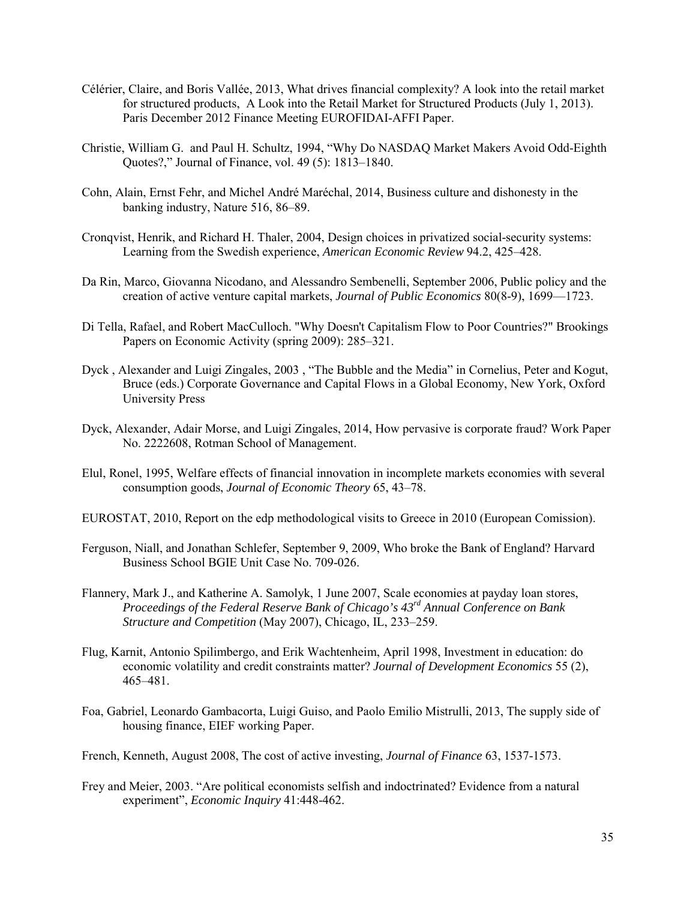Célérier, Claire, and Boris Vallée, 2013, What drives financial complexity? A look into the retail market for structured products, A Look into the Retail Market for Structured Products (July 1, 2013). Paris December 2012 Finance Meeting EUROFIDAI-AFFI Paper.

Christie, William G. and Paul H. Schultz, 1994, "Why Do NASDAQ Market Makers Avoid Odd-Eighth Quotes?," Journal of Finance, vol. 49 (5): 1813–1840.

Cohn, Alain, Ernst Fehr, and Michel André Maréchal, 2014, Business culture and dishonesty in the banking industry, Nature 516, 86–89.

Cronqvist, Henrik, and Richard H. Thaler, 2004, Design choices in privatized social-security systems: Learning from the Swedish experience, *American Economic Review* 94.2, 425–428.

Da Rin, Marco, Giovanna Nicodano, and Alessandro Sembenelli, September 2006, Public policy and the creation of active venture capital markets, *Journal of Public Economics* 80(8-9), 1699—1723.

Di Tella, Rafael, and Robert MacCulloch. "Why Doesn't Capitalism Flow to Poor Countries?" Brookings Papers on Economic Activity (spring 2009): 285–321.

Dyck , Alexander and Luigi Zingales, 2003 , "The Bubble and the Media" in Cornelius, Peter and Kogut, Bruce (eds.) Corporate Governance and Capital Flows in a Global Economy, New York, Oxford University Press

Dyck, Alexander, Adair Morse, and Luigi Zingales, 2014, How pervasive is corporate fraud? Work Paper No. 2222608, Rotman School of Management.

Elul, Ronel, 1995, Welfare effects of financial innovation in incomplete markets economies with several consumption goods, *Journal of Economic Theory* 65, 43–78.

EUROSTAT, 2010, Report on the edp methodological visits to Greece in 2010 (European Comission).

Ferguson, Niall, and Jonathan Schlefer, September 9, 2009, Who broke the Bank of England? Harvard Business School BGIE Unit Case No. 709-026.

Flannery, Mark J., and Katherine A. Samolyk, 1 June 2007, Scale economies at payday loan stores, *Proceedings of the Federal Reserve Bank of Chicago's 43rd Annual Conference on Bank Structure and Competition* (May 2007), Chicago, IL, 233–259.

Flug, Karnit, Antonio Spilimbergo, and Erik Wachtenheim, April 1998, Investment in education: do economic volatility and credit constraints matter? *Journal of Development Economics* 55 (2), 465–481.

Foa, Gabriel, Leonardo Gambacorta, Luigi Guiso, and Paolo Emilio Mistrulli, 2013, The supply side of housing finance, EIEF working Paper.

French, Kenneth, August 2008, The cost of active investing, *Journal of Finance* 63, 1537-1573.

Frey and Meier, 2003. "Are political economists selfish and indoctrinated? Evidence from a natural experiment", *Economic Inquiry* 41:448-462.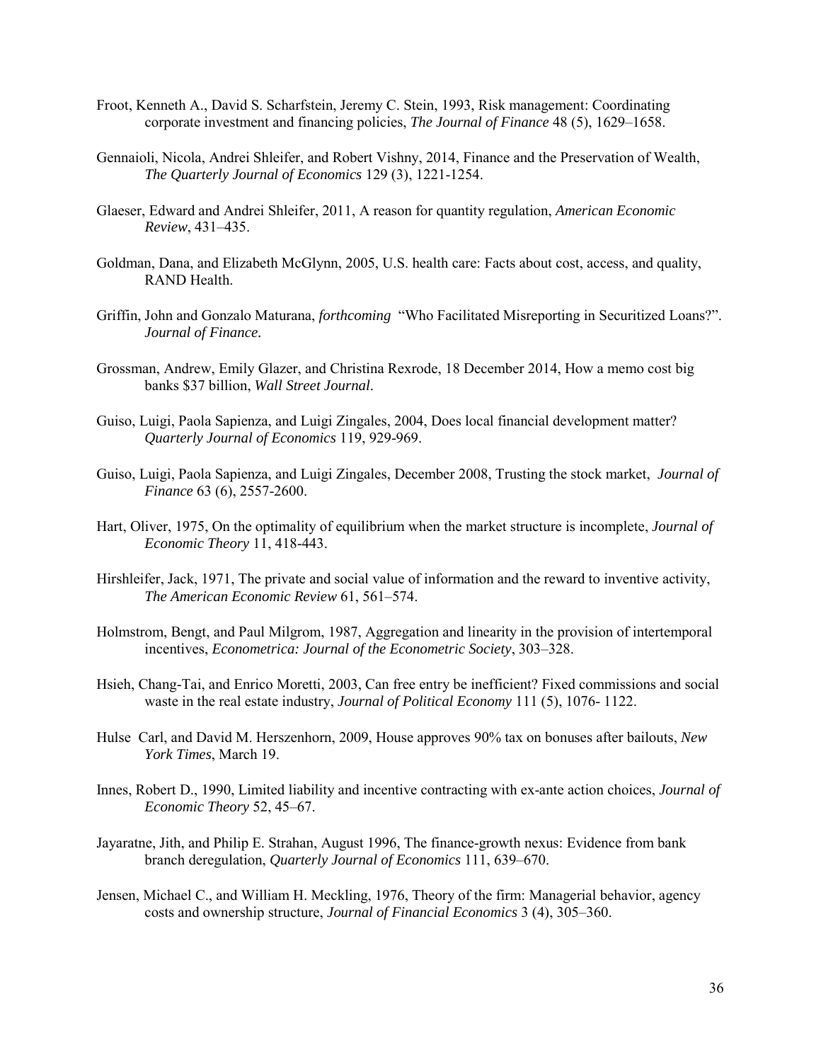Froot, Kenneth A., David S. Scharfstein, Jeremy C. Stein, 1993, Risk management: Coordinating corporate investment and financing policies, *The Journal of Finance* 48 (5), 1629–1658.

Gennaioli, Nicola, Andrei Shleifer, and Robert Vishny, 2014, Finance and the Preservation of Wealth, *The Quarterly Journal of Economics* 129 (3), 1221-1254.

Glaeser, Edward and Andrei Shleifer, 2011, A reason for quantity regulation, *American Economic Review*, 431–435.

Goldman, Dana, and Elizabeth McGlynn, 2005, U.S. health care: Facts about cost, access, and quality, RAND Health.

Griffin, John and Gonzalo Maturana, *forthcoming* "Who Facilitated Misreporting in Securitized Loans?". *Journal of Finance.*

Grossman, Andrew, Emily Glazer, and Christina Rexrode, 18 December 2014, How a memo cost big banks $37 billion, *Wall Street Journal*.

Guiso, Luigi, Paola Sapienza, and Luigi Zingales, 2004, Does local financial development matter? *Quarterly Journal of Economics* 119, 929-969.

Guiso, Luigi, Paola Sapienza, and Luigi Zingales, December 2008, Trusting the stock market, *Journal of Finance* 63 (6), 2557-2600.

Hart, Oliver, 1975, On the optimality of equilibrium when the market structure is incomplete, *Journal of Economic Theory* 11, 418-443.

Hirshleifer, Jack, 1971, The private and social value of information and the reward to inventive activity, *The American Economic Review* 61, 561–574.

Holmstrom, Bengt, and Paul Milgrom, 1987, Aggregation and linearity in the provision of intertemporal incentives, *Econometrica: Journal of the Econometric Society*, 303–328.

Hsieh, Chang-Tai, and Enrico Moretti, 2003, Can free entry be inefficient? Fixed commissions and social waste in the real estate industry, *Journal of Political Economy* 111 (5), 1076- 1122.

Hulse Carl, and David M. Herszenhorn, 2009, House approves 90% tax on bonuses after bailouts, *New York Times*, March 19.

Innes, Robert D., 1990, Limited liability and incentive contracting with ex-ante action choices, *Journal of Economic Theory* 52, 45–67.

Jayaratne, Jith, and Philip E. Strahan, August 1996, The finance-growth nexus: Evidence from bank branch deregulation, *Quarterly Journal of Economics* 111, 639–670.

Jensen, Michael C., and William H. Meckling, 1976, Theory of the firm: Managerial behavior, agency costs and ownership structure, *Journal of Financial Economics* 3 (4), 305–360.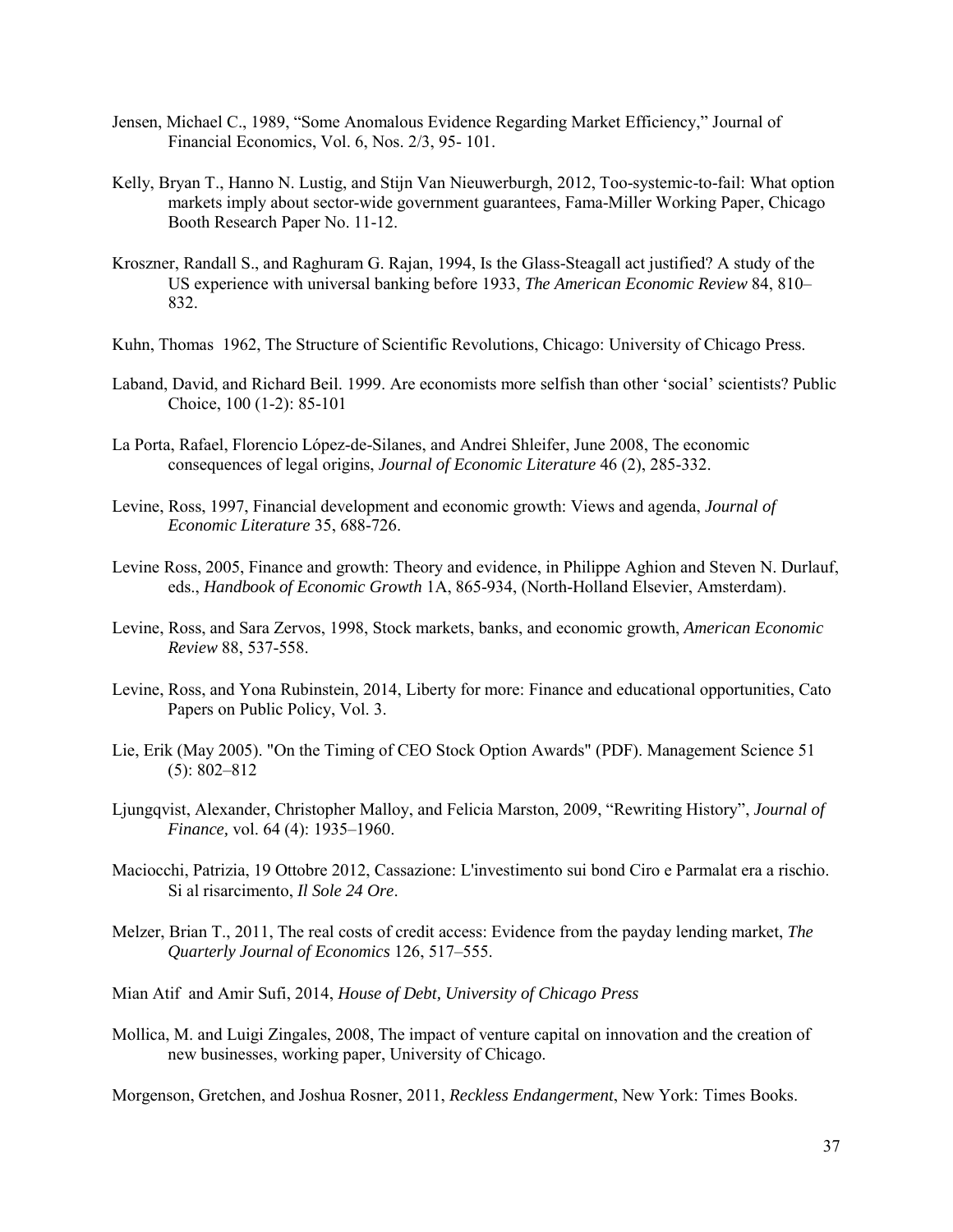Jensen, Michael C., 1989, "Some Anomalous Evidence Regarding Market Efficiency," Journal of Financial Economics, Vol. 6, Nos. 2/3, 95- 101.

Kelly, Bryan T., Hanno N. Lustig, and Stijn Van Nieuwerburgh, 2012, Too-systemic-to-fail: What option markets imply about sector-wide government guarantees, Fama-Miller Working Paper, Chicago Booth Research Paper No. 11-12.

Kroszner, Randall S., and Raghuram G. Rajan, 1994, Is the Glass-Steagall act justified? A study of the US experience with universal banking before 1933, *The American Economic Review* 84, 810–832.

Kuhn, Thomas 1962, The Structure of Scientific Revolutions, Chicago: University of Chicago Press.

Laband, David, and Richard Beil. 1999. Are economists more selfish than other 'social' scientists? Public Choice, 100 (1-2): 85-101

La Porta, Rafael, Florencio López-de-Silanes, and Andrei Shleifer, June 2008, The economic consequences of legal origins, *Journal of Economic Literature* 46 (2), 285-332.

Levine, Ross, 1997, Financial development and economic growth: Views and agenda, *Journal of Economic Literature* 35, 688-726.

Levine Ross, 2005, Finance and growth: Theory and evidence, in Philippe Aghion and Steven N. Durlauf, eds., *Handbook of Economic Growth* 1A, 865-934, (North-Holland Elsevier, Amsterdam).

Levine, Ross, and Sara Zervos, 1998, Stock markets, banks, and economic growth, *American Economic Review* 88, 537-558.

Levine, Ross, and Yona Rubinstein, 2014, Liberty for more: Finance and educational opportunities, Cato Papers on Public Policy, Vol. 3.

Lie, Erik (May 2005). "On the Timing of CEO Stock Option Awards" (PDF). Management Science 51 (5): 802–812

Ljungqvist, Alexander, Christopher Malloy, and Felicia Marston, 2009, "Rewriting History", *Journal of Finance,* vol. 64 (4): 1935–1960.

Maciocchi, Patrizia, 19 Ottobre 2012, Cassazione: L'investimento sui bond Ciro e Parmalat era a rischio. Si al risarcimento, *Il Sole 24 Ore*.

Melzer, Brian T., 2011, The real costs of credit access: Evidence from the payday lending market, *The Quarterly Journal of Economics* 126, 517–555.

Mian Atif and Amir Sufi, 2014, *House of Debt, University of Chicago Press*

Mollica, M. and Luigi Zingales, 2008, The impact of venture capital on innovation and the creation of new businesses, working paper, University of Chicago.

Morgenson, Gretchen, and Joshua Rosner, 2011, *Reckless Endangerment*, New York: Times Books.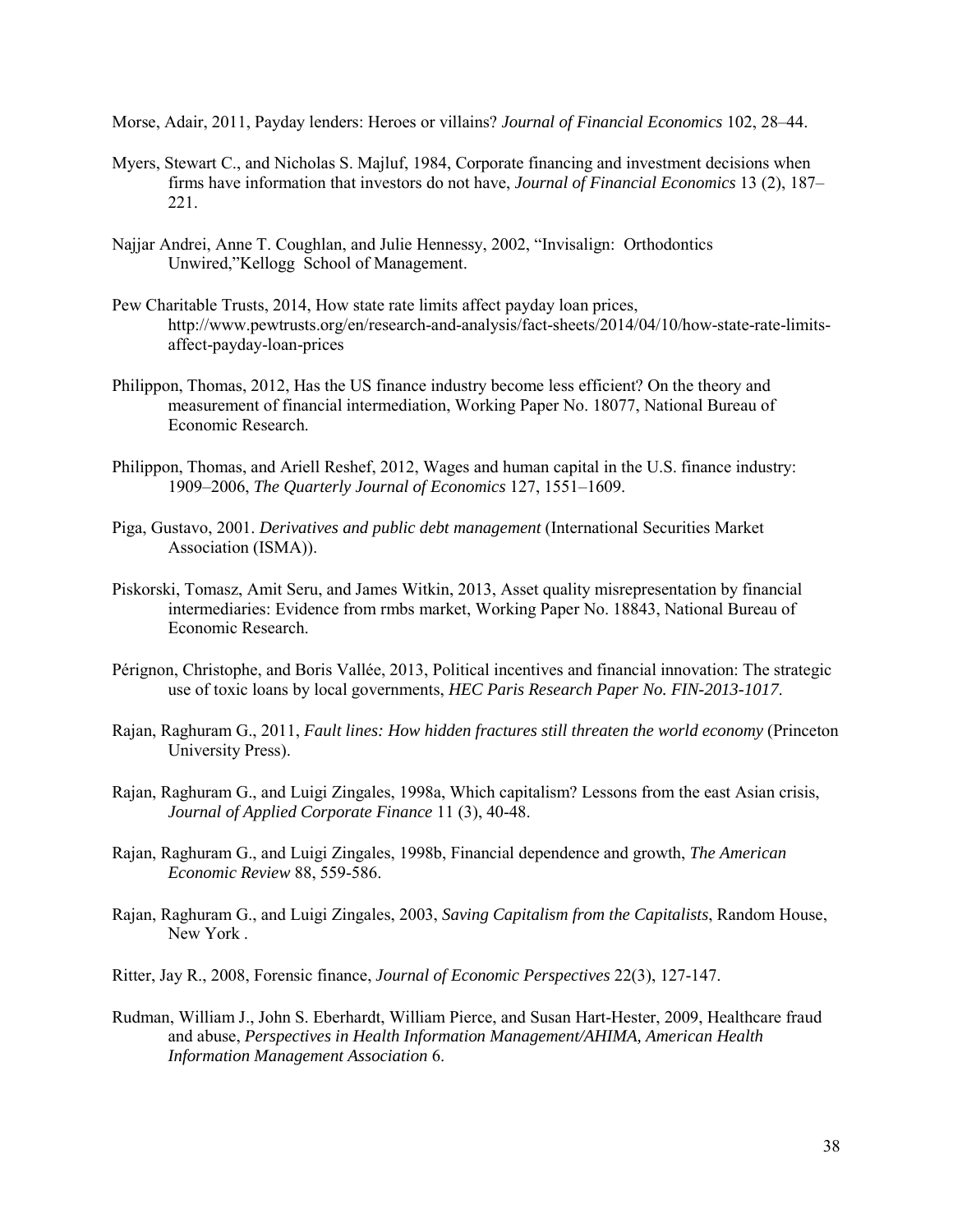Morse, Adair, 2011, Payday lenders: Heroes or villains? *Journal of Financial Economics* 102, 28–44.

Myers, Stewart C., and Nicholas S. Majluf, 1984, Corporate financing and investment decisions when firms have information that investors do not have, *Journal of Financial Economics* 13 (2), 187–221.

Najjar Andrei, Anne T. Coughlan, and Julie Hennessy, 2002, "Invisalign: Orthodontics Unwired,"Kellogg School of Management.

Pew Charitable Trusts, 2014, How state rate limits affect payday loan prices, http://www.pewtrusts.org/en/research-and-analysis/fact-sheets/2014/04/10/how-state-rate-limits-affect-payday-loan-prices

Philippon, Thomas, 2012, Has the US finance industry become less efficient? On the theory and measurement of financial intermediation, Working Paper No. 18077, National Bureau of Economic Research.

Philippon, Thomas, and Ariell Reshef, 2012, Wages and human capital in the U.S. finance industry: 1909–2006, *The Quarterly Journal of Economics* 127, 1551–1609.

Piga, Gustavo, 2001. *Derivatives and public debt management* (International Securities Market Association (ISMA)).

Piskorski, Tomasz, Amit Seru, and James Witkin, 2013, Asset quality misrepresentation by financial intermediaries: Evidence from rmbs market, Working Paper No. 18843, National Bureau of Economic Research.

Pérignon, Christophe, and Boris Vallée, 2013, Political incentives and financial innovation: The strategic use of toxic loans by local governments, *HEC Paris Research Paper No. FIN-2013-1017*.

Rajan, Raghuram G., 2011, *Fault lines: How hidden fractures still threaten the world economy* (Princeton University Press).

Rajan, Raghuram G., and Luigi Zingales, 1998a, Which capitalism? Lessons from the east Asian crisis, *Journal of Applied Corporate Finance* 11 (3), 40-48.

Rajan, Raghuram G., and Luigi Zingales, 1998b, Financial dependence and growth, *The American Economic Review* 88, 559-586.

Rajan, Raghuram G., and Luigi Zingales, 2003, *Saving Capitalism from the Capitalists*, Random House, New York .

Ritter, Jay R., 2008, Forensic finance, *Journal of Economic Perspectives* 22(3), 127-147.

Rudman, William J., John S. Eberhardt, William Pierce, and Susan Hart-Hester, 2009, Healthcare fraud and abuse, *Perspectives in Health Information Management/AHIMA, American Health Information Management Association* 6.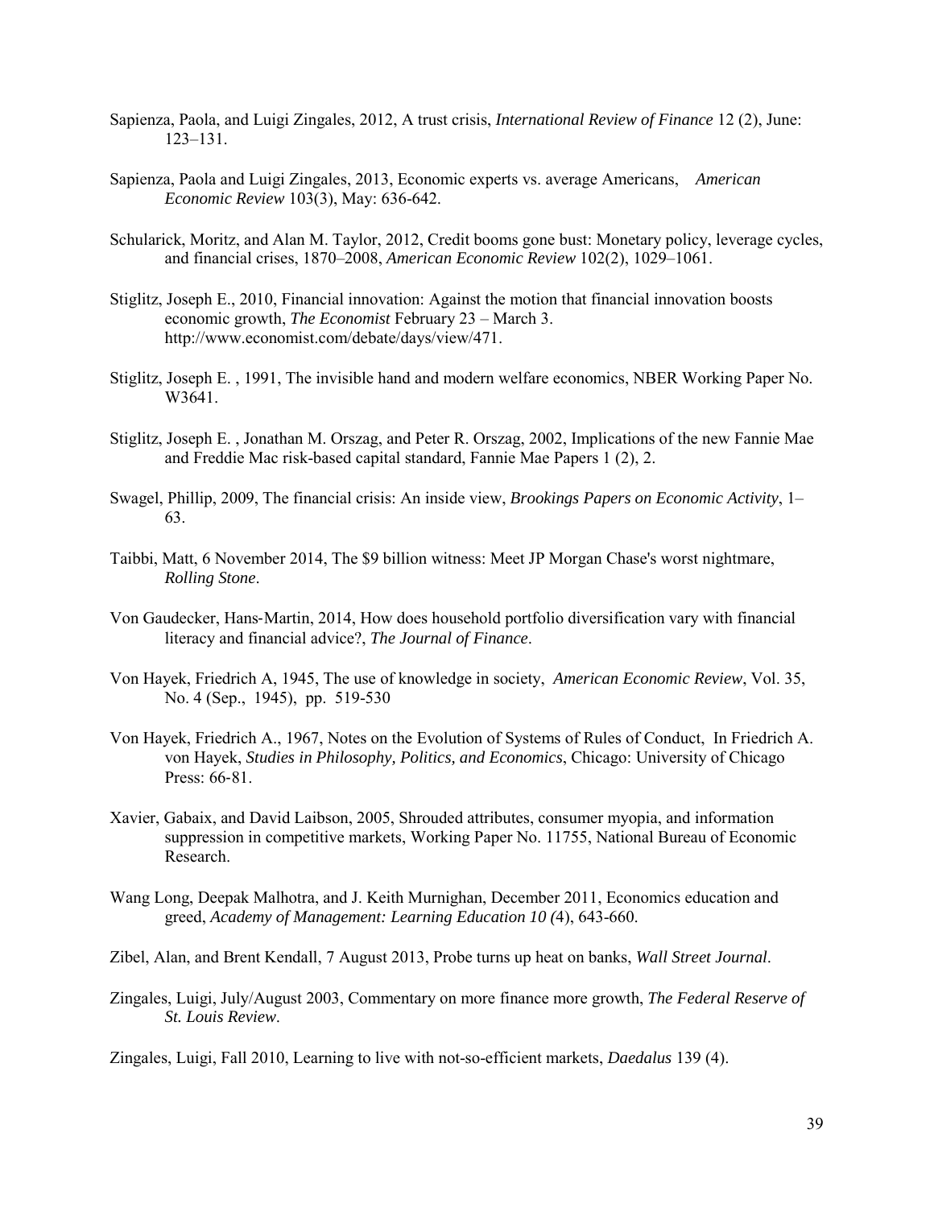Sapienza, Paola, and Luigi Zingales, 2012, A trust crisis, *International Review of Finance* 12 (2), June: 123–131.

Sapienza, Paola and Luigi Zingales, 2013, Economic experts vs. average Americans, *American Economic Review* 103(3), May: 636-642.

Schularick, Moritz, and Alan M. Taylor, 2012, Credit booms gone bust: Monetary policy, leverage cycles, and financial crises, 1870–2008, *American Economic Review* 102(2), 1029–1061.

Stiglitz, Joseph E., 2010, Financial innovation: Against the motion that financial innovation boosts economic growth, *The Economist* February 23 – March 3. http://www.economist.com/debate/days/view/471.

Stiglitz, Joseph E. , 1991, The invisible hand and modern welfare economics, NBER Working Paper No. W3641.

Stiglitz, Joseph E. , Jonathan M. Orszag, and Peter R. Orszag, 2002, Implications of the new Fannie Mae and Freddie Mac risk-based capital standard, Fannie Mae Papers 1 (2), 2.

Swagel, Phillip, 2009, The financial crisis: An inside view, *Brookings Papers on Economic Activity*, 1–63.

Taibbi, Matt, 6 November 2014, The $9 billion witness: Meet JP Morgan Chase's worst nightmare, *Rolling Stone*.

Von Gaudecker, Hans-Martin, 2014, How does household portfolio diversification vary with financial literacy and financial advice?, *The Journal of Finance*.

Von Hayek, Friedrich A, 1945, The use of knowledge in society, *American Economic Review*, Vol. 35, No. 4 (Sep., 1945), pp. 519-530

Von Hayek, Friedrich A., 1967, Notes on the Evolution of Systems of Rules of Conduct, In Friedrich A. von Hayek, *Studies in Philosophy, Politics, and Economics*, Chicago: University of Chicago Press: 66-81.

Xavier, Gabaix, and David Laibson, 2005, Shrouded attributes, consumer myopia, and information suppression in competitive markets, Working Paper No. 11755, National Bureau of Economic Research.

Wang Long, Deepak Malhotra, and J. Keith Murnighan, December 2011, Economics education and greed, *Academy of Management: Learning Education 10 (*4), 643-660.

Zibel, Alan, and Brent Kendall, 7 August 2013, Probe turns up heat on banks, *Wall Street Journal*.

Zingales, Luigi, July/August 2003, Commentary on more finance more growth, *The Federal Reserve of St. Louis Review*.

Zingales, Luigi, Fall 2010, Learning to live with not-so-efficient markets, *Daedalus* 139 (4).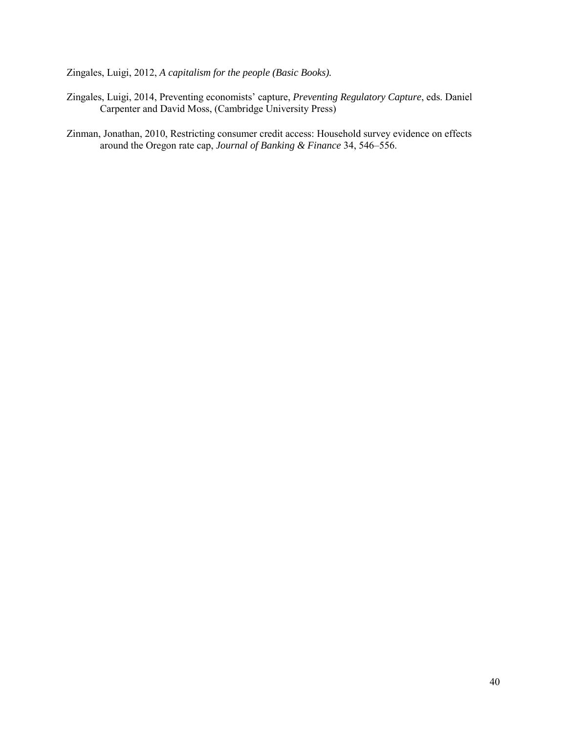Zingales, Luigi, 2012, *A capitalism for the people (Basic Books).*

Zingales, Luigi, 2014, Preventing economists' capture, *Preventing Regulatory Capture*, eds. Daniel Carpenter and David Moss, (Cambridge University Press)

Zinman, Jonathan, 2010, Restricting consumer credit access: Household survey evidence on effects around the Oregon rate cap, *Journal of Banking & Finance* 34, 546–556.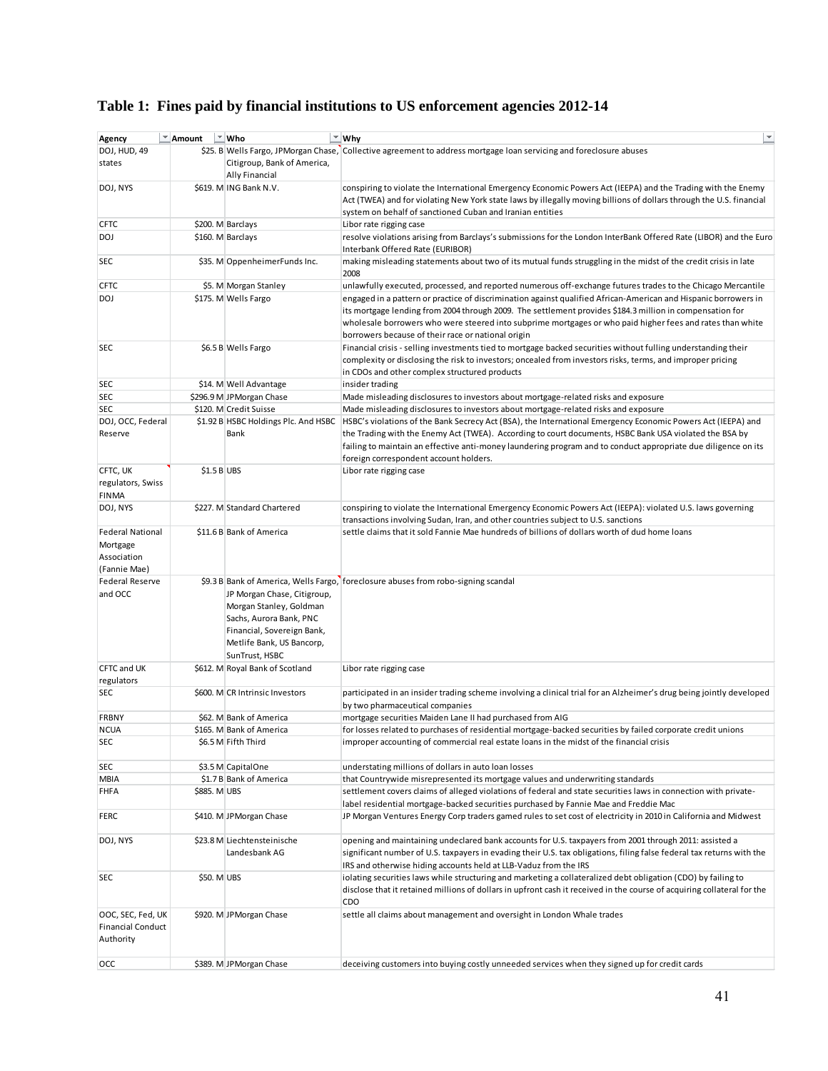# Table 1: Fines paid by financial institutions to US enforcement agencies 2012-14

| Agency | Amount | Who | Why |
|---|---|---|---|
| DOJ, HUD, 49 states | $25. B | Wells Fargo, JPMorgan Chase, Citigroup, Bank of America, Ally Financial | Collective agreement to address mortgage loan servicing and foreclosure abuses |
| DOJ, NYS | $619. M | ING Bank N.V. | conspiring to violate the International Emergency Economic Powers Act (IEEPA) and the Trading with the Enemy Act (TWEA) and for violating New York state laws by illegally moving billions of dollars through the U.S. financial system on behalf of sanctioned Cuban and Iranian entities |
| CFTC | $200. M | Barclays | Libor rate rigging case |
| DOJ | $160. M | Barclays | resolve violations arising from Barclays's submissions for the London InterBank Offered Rate (LIBOR) and the Euro Interbank Offered Rate (EURIBOR) |
| SEC | $35. M | OppenheimerFunds Inc. | making misleading statements about two of its mutual funds struggling in the midst of the credit crisis in late 2008 |
| CFTC | $5. M | Morgan Stanley | unlawfully executed, processed, and reported numerous off-exchange futures trades to the Chicago Mercantile |
| DOJ | $175. M | Wells Fargo | engaged in a pattern or practice of discrimination against qualified African-American and Hispanic borrowers in its mortgage lending from 2004 through 2009. The settlement provides $184.3 million in compensation for wholesale borrowers who were steered into subprime mortgages or who paid higher fees and rates than white borrowers because of their race or national origin |
| SEC | $6.5 B | Wells Fargo | Financial crisis - selling investments tied to mortgage backed securities without fulling understanding their complexity or disclosing the risk to investors; oncealed from investors risks, terms, and improper pricing in CDOs and other complex structured products |
| SEC | $14. M | Well Advantage | insider trading |
| SEC | $296.9 M | JPMorgan Chase | Made misleading disclosures to investors about mortgage-related risks and exposure |
| SEC | $120. M | Credit Suisse | Made misleading disclosures to investors about mortgage-related risks and exposure |
| DOJ, OCC, Federal Reserve | $1.92 B | HSBC Holdings Plc. And HSBC Bank | HSBC's violations of the Bank Secrecy Act (BSA), the International Emergency Economic Powers Act (IEEPA) and the Trading with the Enemy Act (TWEA). According to court documents, HSBC Bank USA violated the BSA by failing to maintain an effective anti-money laundering program and to conduct appropriate due diligence on its foreign correspondent account holders. |
| CFTC, UK regulators, Swiss FINMA | $1.5 B | UBS | Libor rate rigging case |
| DOJ, NYS | $227. M | Standard Chartered | conspiring to violate the International Emergency Economic Powers Act (IEEPA): violated U.S. laws governing transactions involving Sudan, Iran, and other countries subject to U.S. sanctions |
| Federal National Mortgage Association (Fannie Mae) | $11.6 B | Bank of America | settle claims that it sold Fannie Mae hundreds of billions of dollars worth of dud home loans |
| Federal Reserve and OCC | $9.3 B | Bank of America, Wells Fargo, JP Morgan Chase, Citigroup, Morgan Stanley, Goldman Sachs, Aurora Bank, PNC Financial, Sovereign Bank, Metlife Bank, US Bancorp, SunTrust, HSBC | foreclosure abuses from robo-signing scandal |
| CFTC and UK regulators | $612. M | Royal Bank of Scotland | Libor rate rigging case |
| SEC | $600. M | CR Intrinsic Investors | participated in an insider trading scheme involving a clinical trial for an Alzheimer's drug being jointly developed by two pharmaceutical companies |
| FRBNY | $62. M | Bank of America | mortgage securities Maiden Lane II had purchased from AIG |
| NCUA | $165. M | Bank of America | for losses related to purchases of residential mortgage-backed securities by failed corporate credit unions |
| SEC | $6.5 M | Fifth Third | improper accounting of commercial real estate loans in the midst of the financial crisis |
| SEC | $3.5 M | CapitalOne | understating millions of dollars in auto loan losses |
| MBIA | $1.7 B | Bank of America | that Countrywide misrepresented its mortgage values and underwriting standards |
| FHFA | $885. M | UBS | settlement covers claims of alleged violations of federal and state securities laws in connection with private-label residential mortgage-backed securities purchased by Fannie Mae and Freddie Mac |
| FERC | $410. M | JPMorgan Chase | JP Morgan Ventures Energy Corp traders gamed rules to set cost of electricity in 2010 in California and Midwest |
| DOJ, NYS | $23.8 M | Liechtensteinische Landesbank AG | opening and maintaining undeclared bank accounts for U.S. taxpayers from 2001 through 2011: assisted a significant number of U.S. taxpayers in evading their U.S. tax obligations, filing false federal tax returns with the IRS and otherwise hiding accounts held at LLB-Vaduz from the IRS |
| SEC | $50. M | UBS | iolating securities laws while structuring and marketing a collateralized debt obligation (CDO) by failing to disclose that it retained millions of dollars in upfront cash it received in the course of acquiring collateral for the CDO |
| OOC, SEC, Fed, UK Financial Conduct Authority | $920. M | JPMorgan Chase | settle all claims about management and oversight in London Whale trades |
| OCC | $389. M | JPMorgan Chase | deceiving customers into buying costly unneeded services when they signed up for credit cards |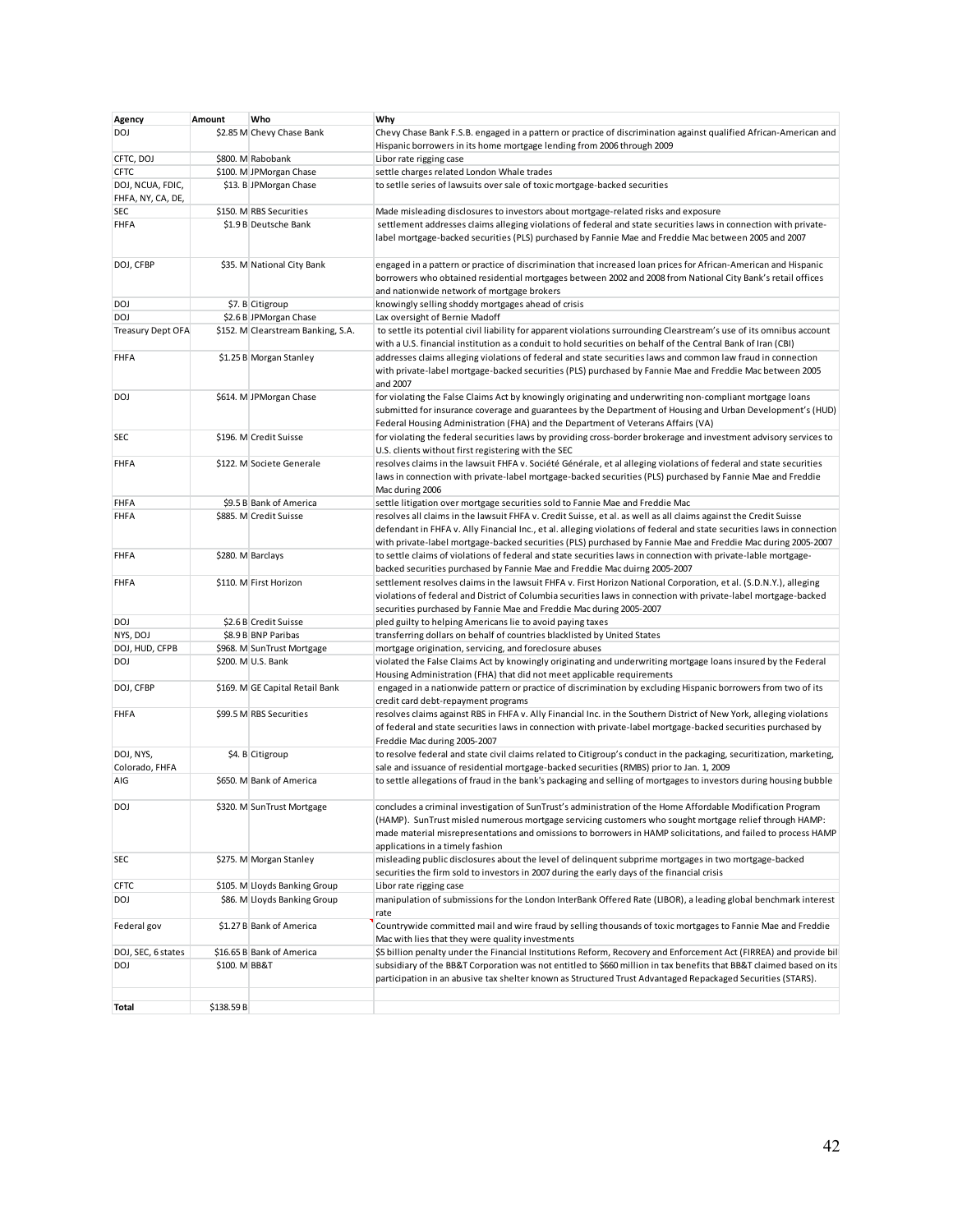| Agency | Amount | Who | Why |
|---|---|---|---|
| DOJ | $2.85 M | Chevy Chase Bank | Chevy Chase Bank F.S.B. engaged in a pattern or practice of discrimination against qualified African-American and Hispanic borrowers in its home mortgage lending from 2006 through 2009 |
| CFTC, DOJ | $800. M | Rabobank | Libor rate rigging case |
| CFTC | $100. M | JPMorgan Chase | settle charges related London Whale trades |
| DOJ, NCUA, FDIC, FHFA, NY, CA, DE, | $13. B | JPMorgan Chase | to settle series of lawsuits over sale of toxic mortgage-backed securities |
| SEC | $150. M | RBS Securities | Made misleading disclosures to investors about mortgage-related risks and exposure |
| FHFA | $1.9 B | Deutsche Bank | settlement addresses claims alleging violations of federal and state securities laws in connection with private-label mortgage-backed securities (PLS) purchased by Fannie Mae and Freddie Mac between 2005 and 2007 |
| DOJ, CFBP | $35. M | National City Bank | engaged in a pattern or practice of discrimination that increased loan prices for African-American and Hispanic borrowers who obtained residential mortgages between 2002 and 2008 from National City Bank's retail offices and nationwide network of mortgage brokers |
| DOJ | $7. B | Citigroup | knowingly selling shoddy mortgages ahead of crisis |
| DOJ | $2.6 B | JPMorgan Chase | Lax oversight of Bernie Madoff |
| Treasury Dept OFA | $152. M | Clearstream Banking, S.A. | to settle its potential civil liability for apparent violations surrounding Clearstream's use of its omnibus account with a U.S. financial institution as a conduit to hold securities on behalf of the Central Bank of Iran (CBI) |
| FHFA | $1.25 B | Morgan Stanley | addresses claims alleging violations of federal and state securities laws and common law fraud in connection with private-label mortgage-backed securities (PLS) purchased by Fannie Mae and Freddie Mac between 2005 and 2007 |
| DOJ | $614. M | JPMorgan Chase | for violating the False Claims Act by knowingly originating and underwriting non-compliant mortgage loans submitted for insurance coverage and guarantees by the Department of Housing and Urban Development's (HUD) Federal Housing Administration (FHA) and the Department of Veterans Affairs (VA) |
| SEC | $196. M | Credit Suisse | for violating the federal securities laws by providing cross-border brokerage and investment advisory services to U.S. clients without first registering with the SEC |
| FHFA | $122. M | Societe Generale | resolves claims in the lawsuit FHFA v. Société Générale, et al alleging violations of federal and state securities laws in connection with private-label mortgage-backed securities (PLS) purchased by Fannie Mae and Freddie Mac during 2006 |
| FHFA | $9.5 B | Bank of America | settle litigation over mortgage securities sold to Fannie Mae and Freddie Mac |
| FHFA | $885. M | Credit Suisse | resolves all claims in the lawsuit FHFA v. Credit Suisse, et al. as well as all claims against the Credit Suisse defendant in FHFA v. Ally Financial Inc., et al. alleging violations of federal and state securities laws in connection with private-label mortgage-backed securities (PLS) purchased by Fannie Mae and Freddie Mac during 2005-2007 |
| FHFA | $280. M | Barclays | to settle claims of violations of federal and state securities laws in connection with private-lable mortgage-backed securities purchased by Fannie Mae and Freddie Mac duirng 2005-2007 |
| FHFA | $110. M | First Horizon | settlement resolves claims in the lawsuit FHFA v. First Horizon National Corporation, et al. (S.D.N.Y.), alleging violations of federal and District of Columbia securities laws in connection with private-label mortgage-backed securities purchased by Fannie Mae and Freddie Mac during 2005-2007 |
| DOJ | $2.6 B | Credit Suisse | pled guilty to helping Americans lie to avoid paying taxes |
| NYS, DOJ | $8.9 B | BNP Paribas | transferring dollars on behalf of countries blacklisted by United States |
| DOJ, HUD, CFPB | $968. M | SunTrust Mortgage | mortgage origination, servicing, and foreclosure abuses |
| DOJ | $200. M | U.S. Bank | violated the False Claims Act by knowingly originating and underwriting mortgage loans insured by the Federal Housing Administration (FHA) that did not meet applicable requirements |
| DOJ, CFBP | $169. M | GE Capital Retail Bank | engaged in a nationwide pattern or practice of discrimination by excluding Hispanic borrowers from two of its credit card debt-repayment programs |
| FHFA | $99.5 M | RBS Securities | resolves claims against RBS in FHFA v. Ally Financial Inc. in the Southern District of New York, alleging violations of federal and state securities laws in connection with private-label mortgage-backed securities purchased by Freddie Mac during 2005-2007 |
| DOJ, NYS, Colorado, FHFA | $4. B | Citigroup | to resolve federal and state civil claims related to Citigroup's conduct in the packaging, securitization, marketing, sale and issuance of residential mortgage-backed securities (RMBS) prior to Jan. 1, 2009 |
| AIG | $650. M | Bank of America | to settle allegations of fraud in the bank's packaging and selling of mortgages to investors during housing bubble |
| DOJ | $320. M | SunTrust Mortgage | concludes a criminal investigation of SunTrust's administration of the Home Affordable Modification Program (HAMP). SunTrust misled numerous mortgage servicing customers who sought mortgage relief through HAMP: made material misrepresentations and omissions to borrowers in HAMP solicitations, and failed to process HAMP applications in a timely fashion |
| SEC | $275. M | Morgan Stanley | misleading public disclosures about the level of delinquent subprime mortgages in two mortgage-backed securities the firm sold to investors in 2007 during the early days of the financial crisis |
| CFTC | $105. M | Lloyds Banking Group | Libor rate rigging case |
| DOJ | $86. M | Lloyds Banking Group | manipulation of submissions for the London InterBank Offered Rate (LIBOR), a leading global benchmark interest rate |
| Federal gov | $1.27 B | Bank of America | Countrywide committed mail and wire fraud by selling thousands of toxic mortgages to Fannie Mae and Freddie Mac with lies that they were quality investments |
| DOJ, SEC, 6 states | $16.65 B | Bank of America | $5 billion penalty under the Financial Institutions Reform, Recovery and Enforcement Act (FIRREA) and provide bil |
| DOJ | $100. M | BB&T | subsidiary of the BB&T Corporation was not entitled to $660 million in tax benefits that BB&T claimed based on its participation in an abusive tax shelter known as Structured Trust Advantaged Repackaged Securities (STARS). |
| | | | |
| **Total** | $138.59 B | | |